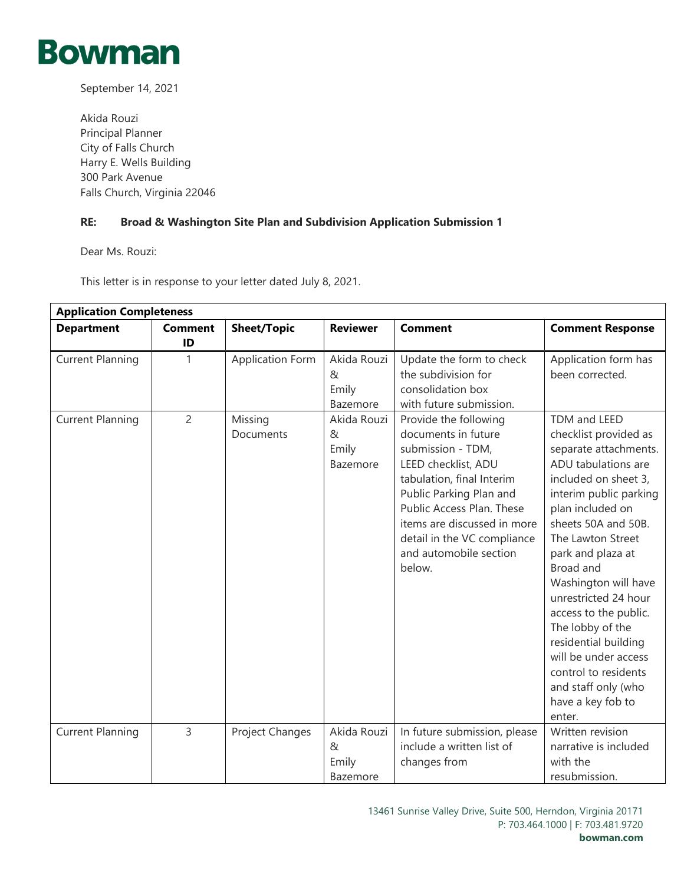# Bowman

September 14, 2021

Akida Rouzi
Principal Planner
City of Falls Church
Harry E. Wells Building
300 Park Avenue
Falls Church, Virginia 22046

**RE: Broad & Washington Site Plan and Subdivision Application Submission 1**

Dear Ms. Rouzi:

This letter is in response to your letter dated July 8, 2021.

| **Application Completeness** | | | | | |
|---|---|---|---|---|---|
| **Department** | **Comment ID** | **Sheet/Topic** | **Reviewer** | **Comment** | **Comment Response** |
| Current Planning | 1 | Application Form | Akida Rouzi & Emily Bazemore | Update the form to check the subdivision for consolidation box with future submission. | Application form has been corrected. |
| Current Planning | 2 | Missing Documents | Akida Rouzi & Emily Bazemore | Provide the following documents in future submission - TDM, LEED checklist, ADU tabulation, final Interim Public Parking Plan and Public Access Plan. These items are discussed in more detail in the VC compliance and automobile section below. | TDM and LEED checklist provided as separate attachments. ADU tabulations are included on sheet 3, interim public parking plan included on sheets 50A and 50B. The Lawton Street park and plaza at Broad and Washington will have unrestricted 24 hour access to the public. The lobby of the residential building will be under access control to residents and staff only (who have a key fob to enter. |
| Current Planning | 3 | Project Changes | Akida Rouzi & Emily Bazemore | In future submission, please include a written list of changes from | Written revision narrative is included with the resubmission. |

13461 Sunrise Valley Drive, Suite 500, Herndon, Virginia 20171
P: 703.464.1000 | F: 703.481.9720
**bowman.com**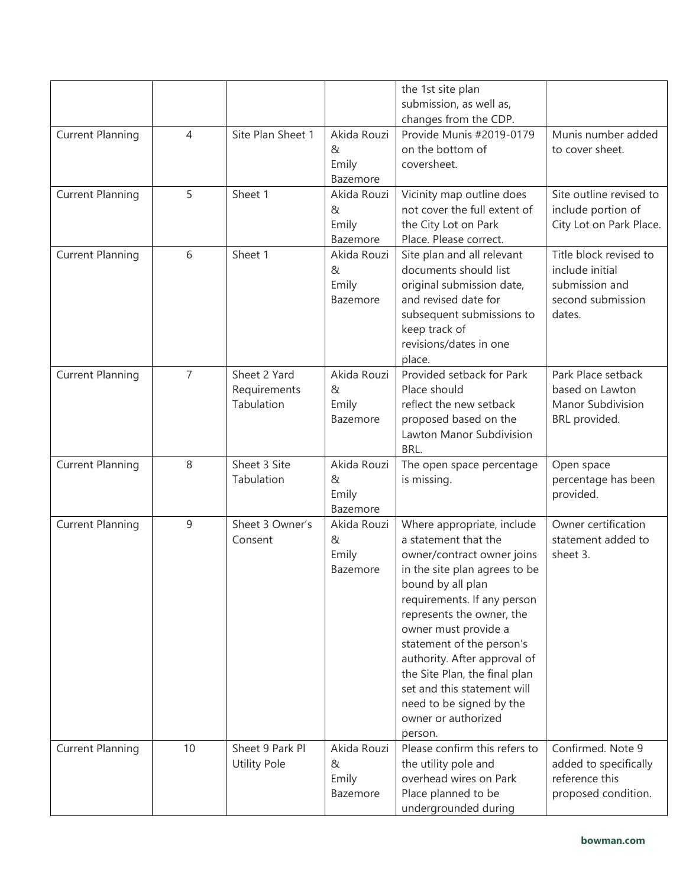| | | | | the 1st site plan submission, as well as, changes from the CDP. | |
|---|---|---|---|---|---|
| Current Planning | 4 | Site Plan Sheet 1 | Akida Rouzi & Emily Bazemore | Provide Munis #2019-0179 on the bottom of coversheet. | Munis number added to cover sheet. |
| Current Planning | 5 | Sheet 1 | Akida Rouzi & Emily Bazemore | Vicinity map outline does not cover the full extent of the City Lot on Park Place. Please correct. | Site outline revised to include portion of City Lot on Park Place. |
| Current Planning | 6 | Sheet 1 | Akida Rouzi & Emily Bazemore | Site plan and all relevant documents should list original submission date, and revised date for subsequent submissions to keep track of revisions/dates in one place. | Title block revised to include initial submission and second submission dates. |
| Current Planning | 7 | Sheet 2 Yard Requirements Tabulation | Akida Rouzi & Emily Bazemore | Provided setback for Park Place should reflect the new setback proposed based on the Lawton Manor Subdivision BRL. | Park Place setback based on Lawton Manor Subdivision BRL provided. |
| Current Planning | 8 | Sheet 3 Site Tabulation | Akida Rouzi & Emily Bazemore | The open space percentage is missing. | Open space percentage has been provided. |
| Current Planning | 9 | Sheet 3 Owner's Consent | Akida Rouzi & Emily Bazemore | Where appropriate, include a statement that the owner/contract owner joins in the site plan agrees to be bound by all plan requirements. If any person represents the owner, the owner must provide a statement of the person's authority. After approval of the Site Plan, the final plan set and this statement will need to be signed by the owner or authorized person. | Owner certification statement added to sheet 3. |
| Current Planning | 10 | Sheet 9 Park Pl Utility Pole | Akida Rouzi & Emily Bazemore | Please confirm this refers to the utility pole and overhead wires on Park Place planned to be undergrounded during | Confirmed. Note 9 added to specifically reference this proposed condition. |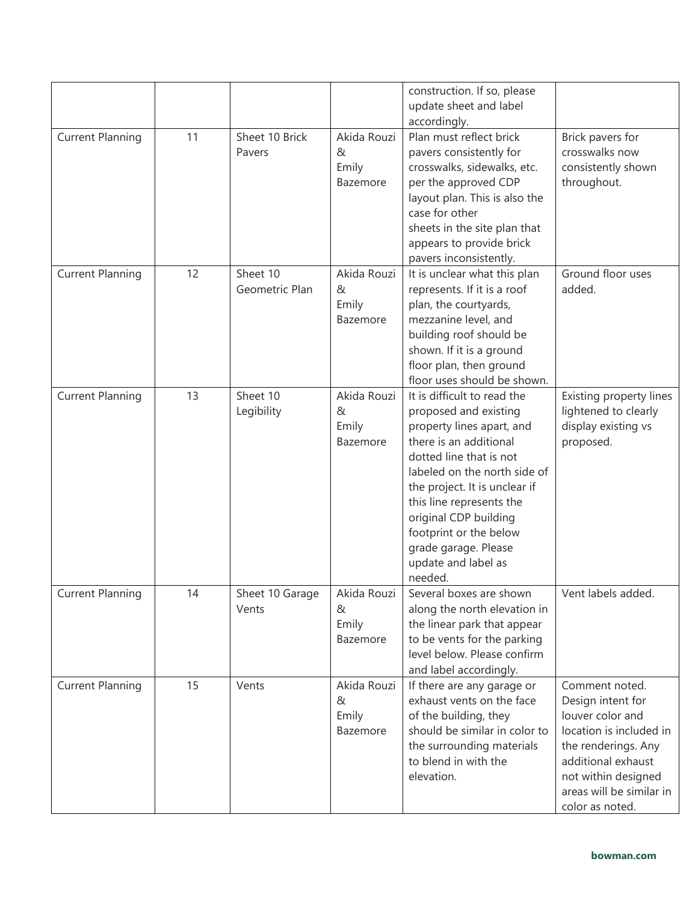| | | | | construction. If so, please update sheet and label accordingly. | |
|---|---|---|---|---|---|
| Current Planning | 11 | Sheet 10 Brick Pavers | Akida Rouzi & Emily Bazemore | Plan must reflect brick pavers consistently for crosswalks, sidewalks, etc. per the approved CDP layout plan. This is also the case for other sheets in the site plan that appears to provide brick pavers inconsistently. | Brick pavers for crosswalks now consistently shown throughout. |
| Current Planning | 12 | Sheet 10 Geometric Plan | Akida Rouzi & Emily Bazemore | It is unclear what this plan represents. If it is a roof plan, the courtyards, mezzanine level, and building roof should be shown. If it is a ground floor plan, then ground floor uses should be shown. | Ground floor uses added. |
| Current Planning | 13 | Sheet 10 Legibility | Akida Rouzi & Emily Bazemore | It is difficult to read the proposed and existing property lines apart, and there is an additional dotted line that is not labeled on the north side of the project. It is unclear if this line represents the original CDP building footprint or the below grade garage. Please update and label as needed. | Existing property lines lightened to clearly display existing vs proposed. |
| Current Planning | 14 | Sheet 10 Garage Vents | Akida Rouzi & Emily Bazemore | Several boxes are shown along the north elevation in the linear park that appear to be vents for the parking level below. Please confirm and label accordingly. | Vent labels added. |
| Current Planning | 15 | Vents | Akida Rouzi & Emily Bazemore | If there are any garage or exhaust vents on the face of the building, they should be similar in color to the surrounding materials to blend in with the elevation. | Comment noted. Design intent for louver color and location is included in the renderings. Any additional exhaust not within designed areas will be similar in color as noted. |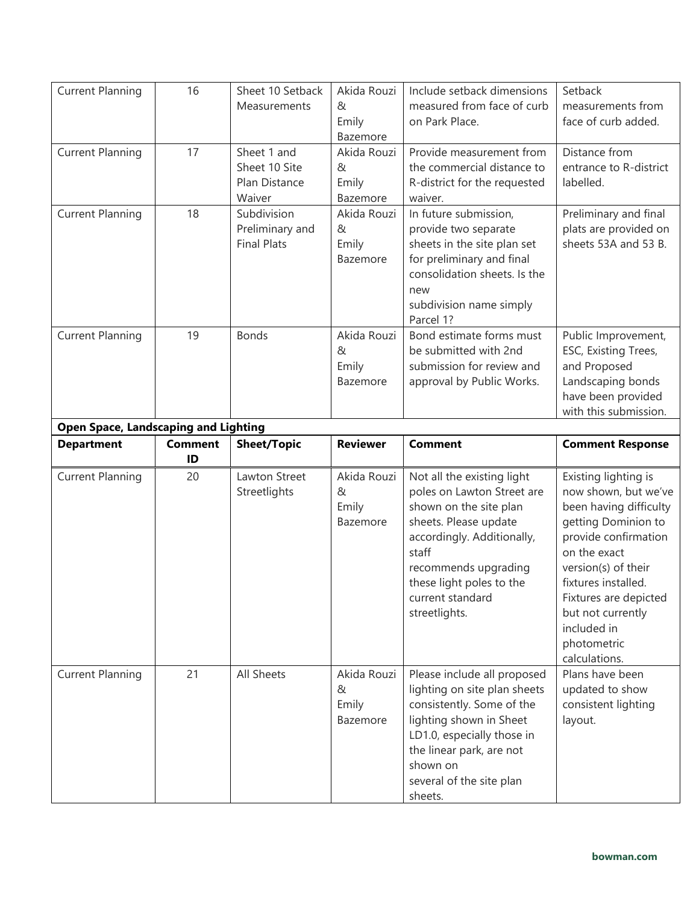| Current Planning | 16 | Sheet 10 Setback Measurements | Akida Rouzi & Emily Bazemore | Include setback dimensions measured from face of curb on Park Place. | Setback measurements from face of curb added. |
|---|---|---|---|---|---|
| Current Planning | 17 | Sheet 1 and Sheet 10 Site Plan Distance Waiver | Akida Rouzi & Emily Bazemore | Provide measurement from the commercial distance to R-district for the requested waiver. | Distance from entrance to R-district labelled. |
| Current Planning | 18 | Subdivision Preliminary and Final Plats | Akida Rouzi & Emily Bazemore | In future submission, provide two separate sheets in the site plan set for preliminary and final consolidation sheets. Is the new subdivision name simply Parcel 1? | Preliminary and final plats are provided on sheets 53A and 53 B. |
| Current Planning | 19 | Bonds | Akida Rouzi & Emily Bazemore | Bond estimate forms must be submitted with 2nd submission for review and approval by Public Works. | Public Improvement, ESC, Existing Trees, and Proposed Landscaping bonds have been provided with this submission. |

**Open Space, Landscaping and Lighting**

| Department | Comment ID | Sheet/Topic | Reviewer | Comment | Comment Response |
|---|---|---|---|---|---|
| Current Planning | 20 | Lawton Street Streetlights | Akida Rouzi & Emily Bazemore | Not all the existing light poles on Lawton Street are shown on the site plan sheets. Please update accordingly. Additionally, staff recommends upgrading these light poles to the current standard streetlights. | Existing lighting is now shown, but we've been having difficulty getting Dominion to provide confirmation on the exact version(s) of their fixtures installed. Fixtures are depicted but not currently included in photometric calculations. |
| Current Planning | 21 | All Sheets | Akida Rouzi & Emily Bazemore | Please include all proposed lighting on site plan sheets consistently. Some of the lighting shown in Sheet LD1.0, especially those in the linear park, are not shown on several of the site plan sheets. | Plans have been updated to show consistent lighting layout. |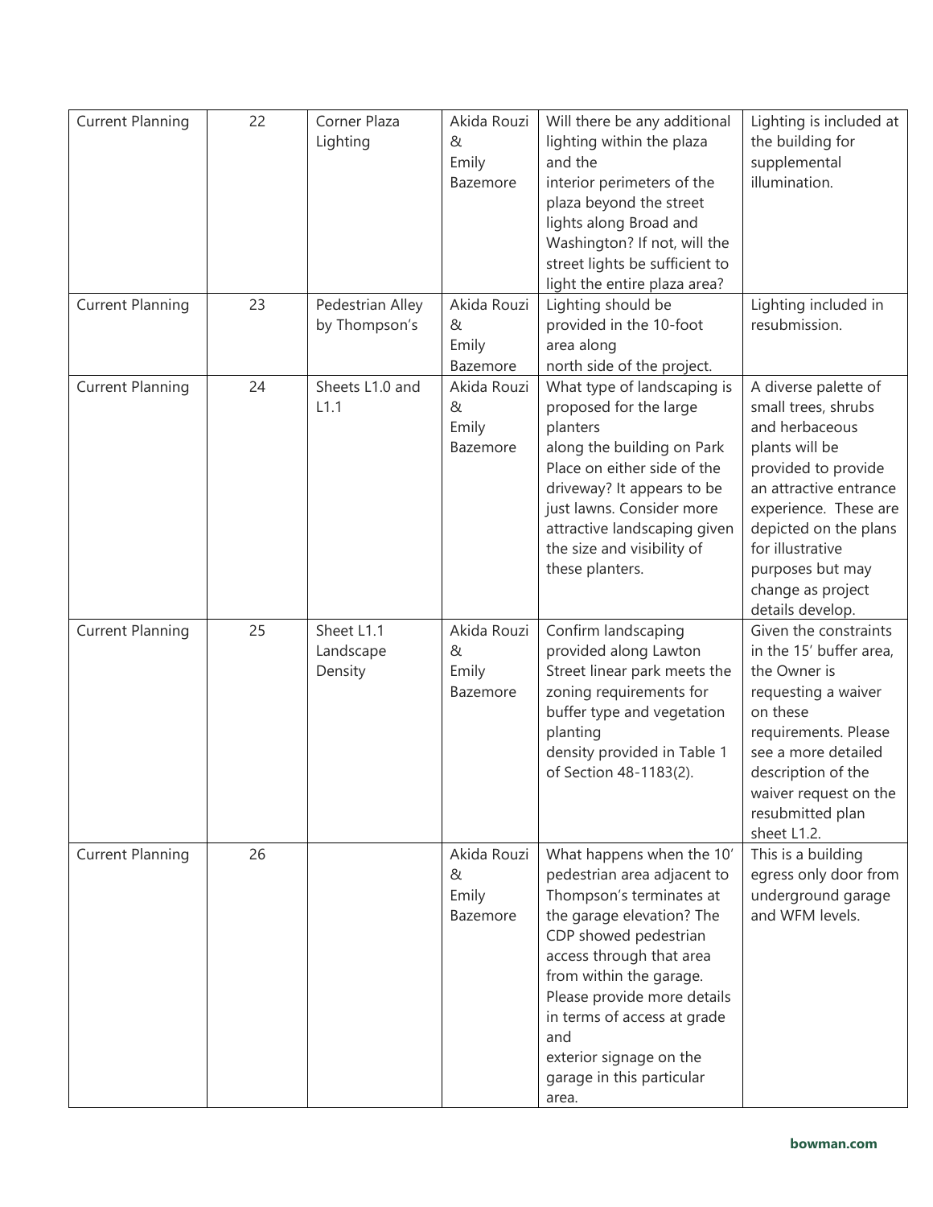| Current Planning | 22 | Corner Plaza Lighting | Akida Rouzi & Emily Bazemore | Will there be any additional lighting within the plaza and the interior perimeters of the plaza beyond the street lights along Broad and Washington? If not, will the street lights be sufficient to light the entire plaza area? | Lighting is included at the building for supplemental illumination. |
|---|---|---|---|---|---|
| Current Planning | 23 | Pedestrian Alley by Thompson's | Akida Rouzi & Emily Bazemore | Lighting should be provided in the 10-foot area along north side of the project. | Lighting included in resubmission. |
| Current Planning | 24 | Sheets L1.0 and L1.1 | Akida Rouzi & Emily Bazemore | What type of landscaping is proposed for the large planters along the building on Park Place on either side of the driveway? It appears to be just lawns. Consider more attractive landscaping given the size and visibility of these planters. | A diverse palette of small trees, shrubs and herbaceous plants will be provided to provide an attractive entrance experience. These are depicted on the plans for illustrative purposes but may change as project details develop. |
| Current Planning | 25 | Sheet L1.1 Landscape Density | Akida Rouzi & Emily Bazemore | Confirm landscaping provided along Lawton Street linear park meets the zoning requirements for buffer type and vegetation planting density provided in Table 1 of Section 48-1183(2). | Given the constraints in the 15' buffer area, the Owner is requesting a waiver on these requirements. Please see a more detailed description of the waiver request on the resubmitted plan sheet L1.2. |
| Current Planning | 26 | | Akida Rouzi & Emily Bazemore | What happens when the 10' pedestrian area adjacent to Thompson's terminates at the garage elevation? The CDP showed pedestrian access through that area from within the garage. Please provide more details in terms of access at grade and exterior signage on the garage in this particular area. | This is a building egress only door from underground garage and WFM levels. |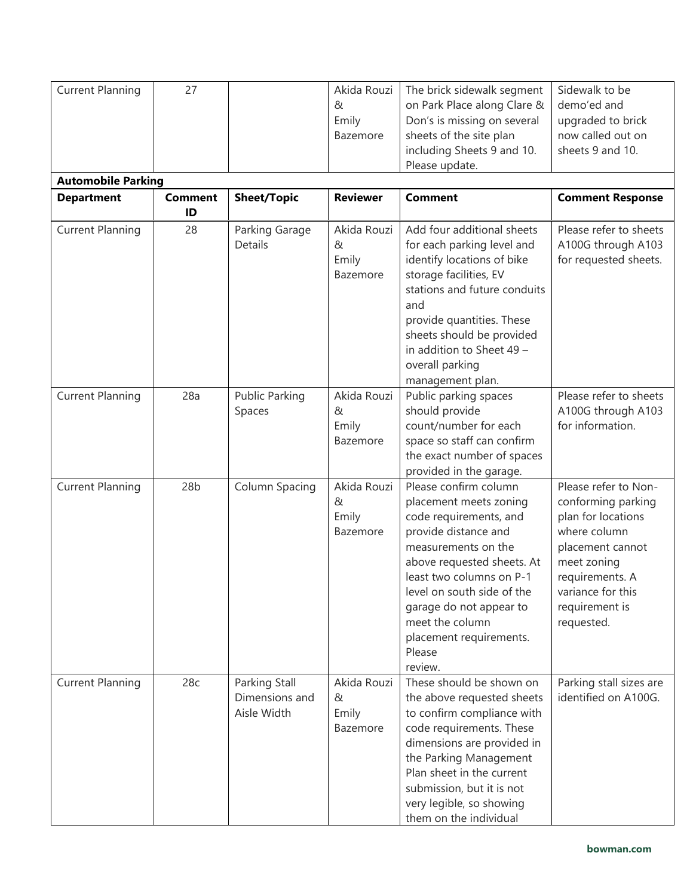| Current Planning | 27 | | Akida Rouzi & Emily Bazemore | The brick sidewalk segment on Park Place along Clare & Don's is missing on several sheets of the site plan including Sheets 9 and 10. Please update. | Sidewalk to be demo'ed and upgraded to brick now called out on sheets 9 and 10. |
|---|---|---|---|---|---|

**Automobile Parking**

| Department | Comment ID | Sheet/Topic | Reviewer | Comment | Comment Response |
|---|---|---|---|---|---|
| Current Planning | 28 | Parking Garage Details | Akida Rouzi & Emily Bazemore | Add four additional sheets for each parking level and identify locations of bike storage facilities, EV stations and future conduits and provide quantities. These sheets should be provided in addition to Sheet 49 – overall parking management plan. | Please refer to sheets A100G through A103 for requested sheets. |
| Current Planning | 28a | Public Parking Spaces | Akida Rouzi & Emily Bazemore | Public parking spaces should provide count/number for each space so staff can confirm the exact number of spaces provided in the garage. | Please refer to sheets A100G through A103 for information. |
| Current Planning | 28b | Column Spacing | Akida Rouzi & Emily Bazemore | Please confirm column placement meets zoning code requirements, and provide distance and measurements on the above requested sheets. At least two columns on P-1 level on south side of the garage do not appear to meet the column placement requirements. Please review. | Please refer to Non-conforming parking plan for locations where column placement cannot meet zoning requirements. A variance for this requirement is requested. |
| Current Planning | 28c | Parking Stall Dimensions and Aisle Width | Akida Rouzi & Emily Bazemore | These should be shown on the above requested sheets to confirm compliance with code requirements. These dimensions are provided in the Parking Management Plan sheet in the current submission, but it is not very legible, so showing them on the individual | Parking stall sizes are identified on A100G. |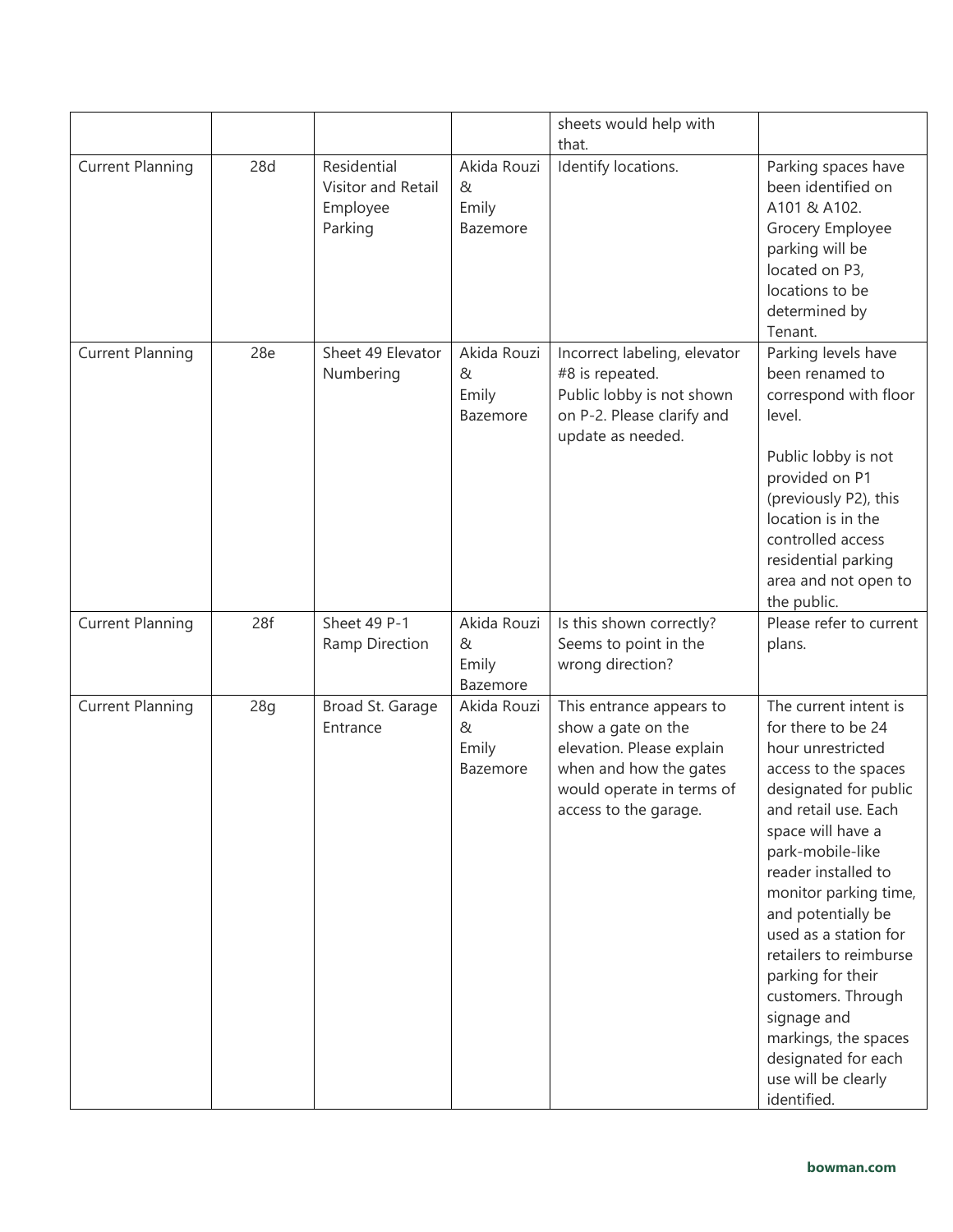| | | | | sheets would help with that. | |
|---|---|---|---|---|---|
| Current Planning | 28d | Residential Visitor and Retail Employee Parking | Akida Rouzi & Emily Bazemore | Identify locations. | Parking spaces have been identified on A101 & A102. Grocery Employee parking will be located on P3, locations to be determined by Tenant. |
| Current Planning | 28e | Sheet 49 Elevator Numbering | Akida Rouzi & Emily Bazemore | Incorrect labeling, elevator #8 is repeated.<br>Public lobby is not shown on P-2. Please clarify and update as needed. | Parking levels have been renamed to correspond with floor level.<br><br>Public lobby is not provided on P1 (previously P2), this location is in the controlled access residential parking area and not open to the public. |
| Current Planning | 28f | Sheet 49 P-1 Ramp Direction | Akida Rouzi & Emily Bazemore | Is this shown correctly? Seems to point in the wrong direction? | Please refer to current plans. |
| Current Planning | 28g | Broad St. Garage Entrance | Akida Rouzi & Emily Bazemore | This entrance appears to show a gate on the elevation. Please explain when and how the gates would operate in terms of access to the garage. | The current intent is for there to be 24 hour unrestricted access to the spaces designated for public and retail use. Each space will have a park-mobile-like reader installed to monitor parking time, and potentially be used as a station for retailers to reimburse parking for their customers. Through signage and markings, the spaces designated for each use will be clearly identified. |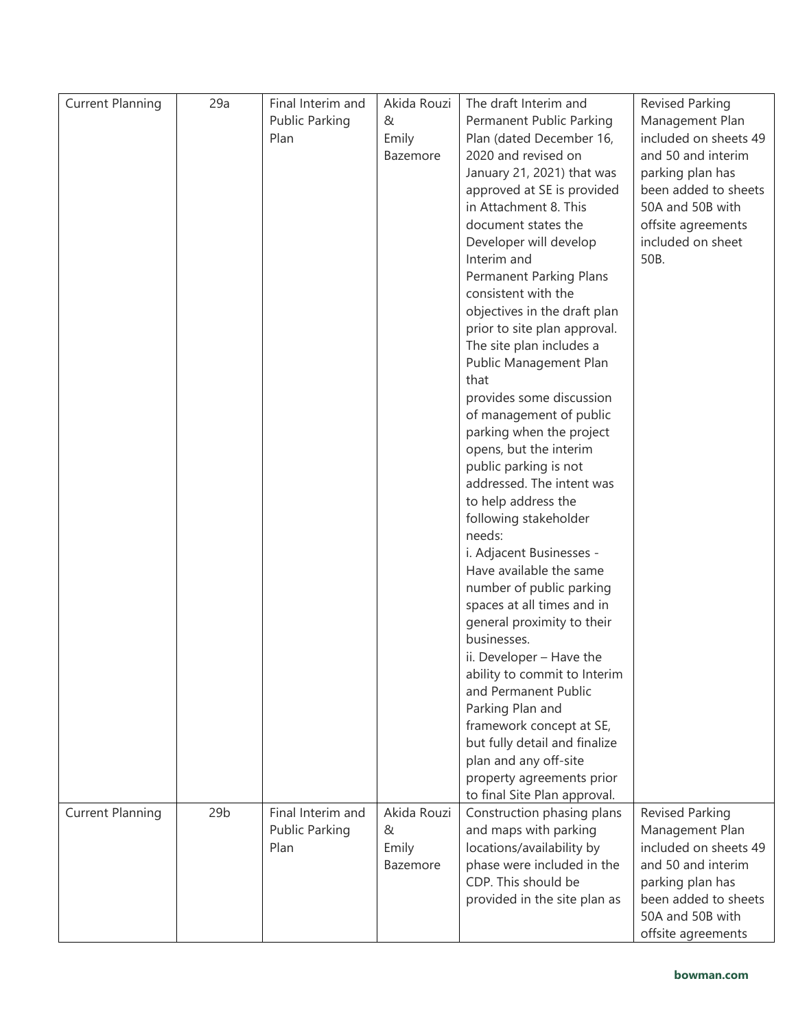| Current Planning | 29a | Final Interim and Public Parking Plan | Akida Rouzi & Emily Bazemore | The draft Interim and Permanent Public Parking Plan (dated December 16, 2020 and revised on January 21, 2021) that was approved at SE is provided in Attachment 8. This document states the Developer will develop Interim and Permanent Parking Plans consistent with the objectives in the draft plan prior to site plan approval. The site plan includes a Public Management Plan that provides some discussion of management of public parking when the project opens, but the interim public parking is not addressed. The intent was to help address the following stakeholder needs:<br>i. Adjacent Businesses - Have available the same number of public parking spaces at all times and in general proximity to their businesses.<br>ii. Developer – Have the ability to commit to Interim and Permanent Public Parking Plan and framework concept at SE, but fully detail and finalize plan and any off-site property agreements prior to final Site Plan approval. | Revised Parking Management Plan included on sheets 49 and 50 and interim parking plan has been added to sheets 50A and 50B with offsite agreements included on sheet 50B. |
|---|---|---|---|---|---|
| Current Planning | 29b | Final Interim and Public Parking Plan | Akida Rouzi & Emily Bazemore | Construction phasing plans and maps with parking locations/availability by phase were included in the CDP. This should be provided in the site plan as | Revised Parking Management Plan included on sheets 49 and 50 and interim parking plan has been added to sheets 50A and 50B with offsite agreements |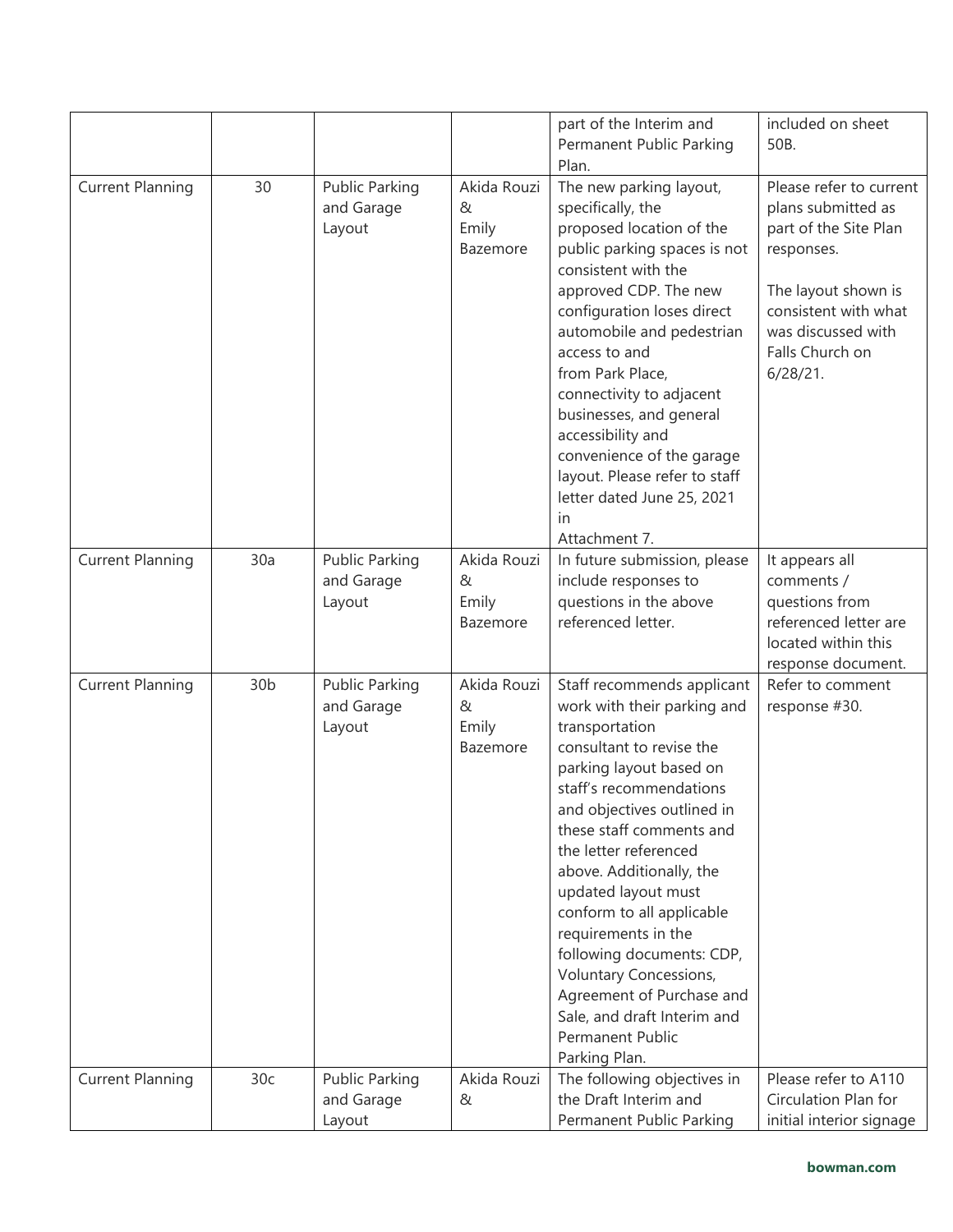| | | | | part of the Interim and Permanent Public Parking Plan. | included on sheet 50B. |
|---|---|---|---|---|---|
| Current Planning | 30 | Public Parking and Garage Layout | Akida Rouzi & Emily Bazemore | The new parking layout, specifically, the proposed location of the public parking spaces is not consistent with the approved CDP. The new configuration loses direct automobile and pedestrian access to and from Park Place, connectivity to adjacent businesses, and general accessibility and convenience of the garage layout. Please refer to staff letter dated June 25, 2021 in Attachment 7. | Please refer to current plans submitted as part of the Site Plan responses.<br><br>The layout shown is consistent with what was discussed with Falls Church on 6/28/21. |
| Current Planning | 30a | Public Parking and Garage Layout | Akida Rouzi & Emily Bazemore | In future submission, please include responses to questions in the above referenced letter. | It appears all comments / questions from referenced letter are located within this response document. |
| Current Planning | 30b | Public Parking and Garage Layout | Akida Rouzi & Emily Bazemore | Staff recommends applicant work with their parking and transportation consultant to revise the parking layout based on staff's recommendations and objectives outlined in these staff comments and the letter referenced above. Additionally, the updated layout must conform to all applicable requirements in the following documents: CDP, Voluntary Concessions, Agreement of Purchase and Sale, and draft Interim and Permanent Public Parking Plan. | Refer to comment response #30. |
| Current Planning | 30c | Public Parking and Garage Layout | Akida Rouzi & | The following objectives in the Draft Interim and Permanent Public Parking | Please refer to A110 Circulation Plan for initial interior signage |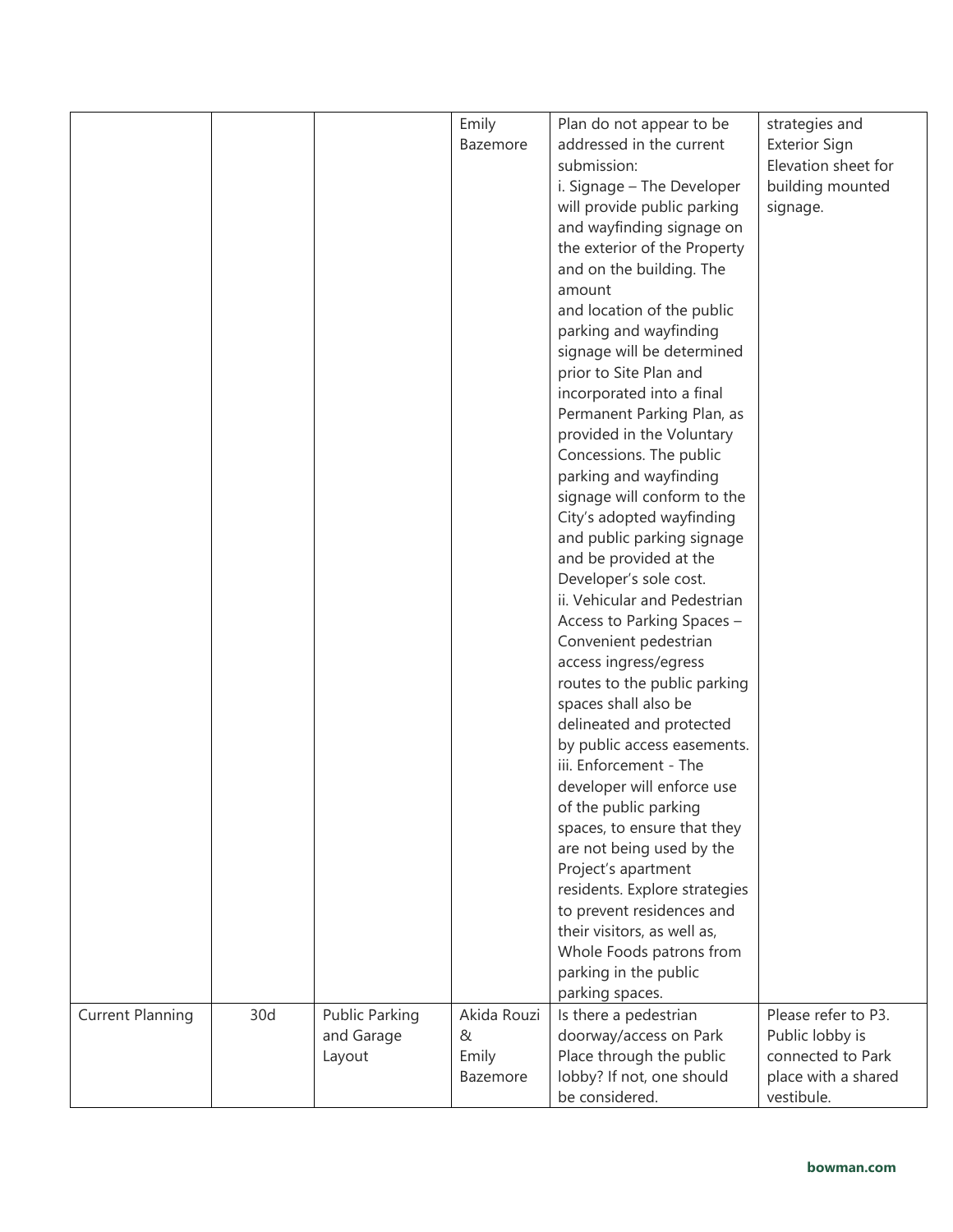| | | | Emily Bazemore | Plan do not appear to be addressed in the current submission: i. Signage – The Developer will provide public parking and wayfinding signage on the exterior of the Property and on the building. The amount and location of the public parking and wayfinding signage will be determined prior to Site Plan and incorporated into a final Permanent Parking Plan, as provided in the Voluntary Concessions. The public parking and wayfinding signage will conform to the City's adopted wayfinding and public parking signage and be provided at the Developer's sole cost. ii. Vehicular and Pedestrian Access to Parking Spaces – Convenient pedestrian access ingress/egress routes to the public parking spaces shall also be delineated and protected by public access easements. iii. Enforcement - The developer will enforce use of the public parking spaces, to ensure that they are not being used by the Project's apartment residents. Explore strategies to prevent residences and their visitors, as well as, Whole Foods patrons from parking in the public parking spaces. | strategies and Exterior Sign Elevation sheet for building mounted signage. |
|---|---|---|---|---|---|
| Current Planning | 30d | Public Parking and Garage Layout | Akida Rouzi & Emily Bazemore | Is there a pedestrian doorway/access on Park Place through the public lobby? If not, one should be considered. | Please refer to P3. Public lobby is connected to Park place with a shared vestibule. |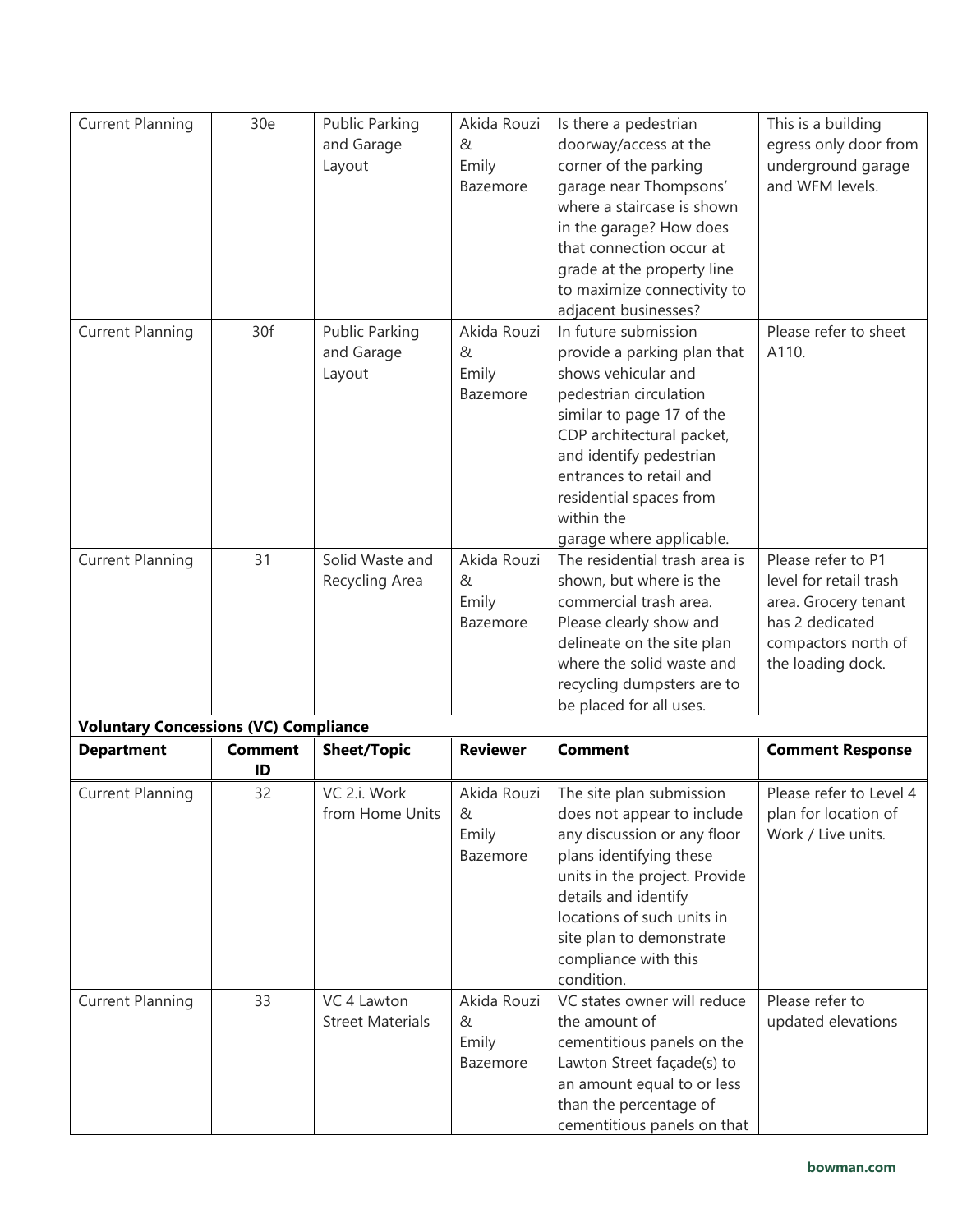| Department | Comment ID | Sheet/Topic | Reviewer | Comment | Comment Response |
|---|---|---|---|---|---|
| Current Planning | 30e | Public Parking and Garage Layout | Akida Rouzi & Emily Bazemore | Is there a pedestrian doorway/access at the corner of the parking garage near Thompsons' where a staircase is shown in the garage? How does that connection occur at grade at the property line to maximize connectivity to adjacent businesses? | This is a building egress only door from underground garage and WFM levels. |
| Current Planning | 30f | Public Parking and Garage Layout | Akida Rouzi & Emily Bazemore | In future submission provide a parking plan that shows vehicular and pedestrian circulation similar to page 17 of the CDP architectural packet, and identify pedestrian entrances to retail and residential spaces from within the garage where applicable. | Please refer to sheet A110. |
| Current Planning | 31 | Solid Waste and Recycling Area | Akida Rouzi & Emily Bazemore | The residential trash area is shown, but where is the commercial trash area. Please clearly show and delineate on the site plan where the solid waste and recycling dumpsters are to be placed for all uses. | Please refer to P1 level for retail trash area. Grocery tenant has 2 dedicated compactors north of the loading dock. |

**Voluntary Concessions (VC) Compliance**

| Department | Comment ID | Sheet/Topic | Reviewer | Comment | Comment Response |
|---|---|---|---|---|---|
| Current Planning | 32 | VC 2.i. Work from Home Units | Akida Rouzi & Emily Bazemore | The site plan submission does not appear to include any discussion or any floor plans identifying these units in the project. Provide details and identify locations of such units in site plan to demonstrate compliance with this condition. | Please refer to Level 4 plan for location of Work / Live units. |
| Current Planning | 33 | VC 4 Lawton Street Materials | Akida Rouzi & Emily Bazemore | VC states owner will reduce the amount of cementitious panels on the Lawton Street façade(s) to an amount equal to or less than the percentage of cementitious panels on that | Please refer to updated elevations |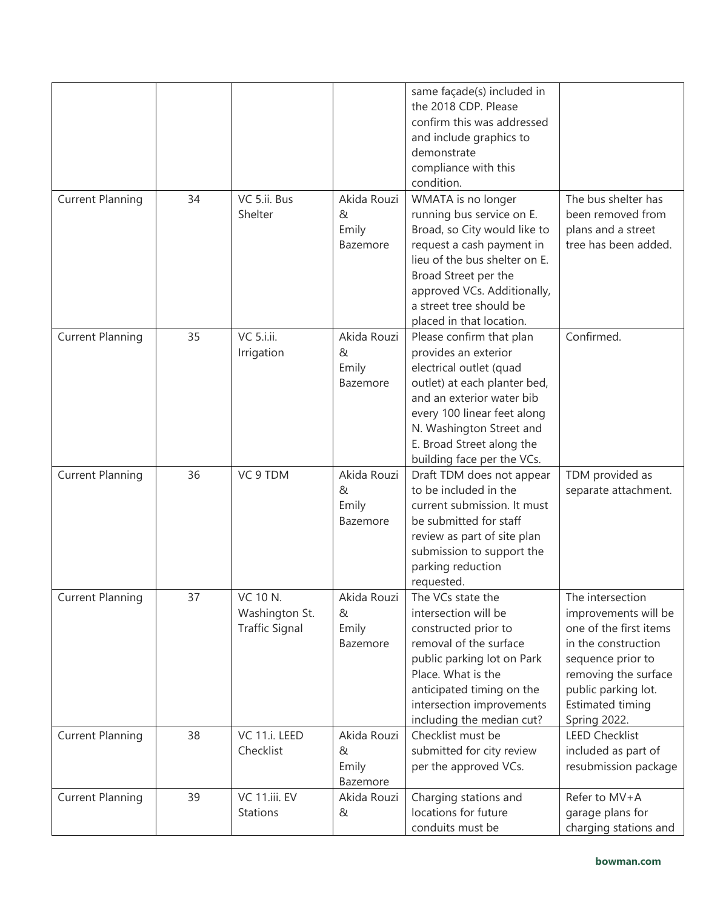| | | | | same façade(s) included in the 2018 CDP. Please confirm this was addressed and include graphics to demonstrate compliance with this condition. | |
|---|---|---|---|---|---|
| Current Planning | 34 | VC 5.ii. Bus Shelter | Akida Rouzi & Emily Bazemore | WMATA is no longer running bus service on E. Broad, so City would like to request a cash payment in lieu of the bus shelter on E. Broad Street per the approved VCs. Additionally, a street tree should be placed in that location. | The bus shelter has been removed from plans and a street tree has been added. |
| Current Planning | 35 | VC 5.i.ii. Irrigation | Akida Rouzi & Emily Bazemore | Please confirm that plan provides an exterior electrical outlet (quad outlet) at each planter bed, and an exterior water bib every 100 linear feet along N. Washington Street and E. Broad Street along the building face per the VCs. | Confirmed. |
| Current Planning | 36 | VC 9 TDM | Akida Rouzi & Emily Bazemore | Draft TDM does not appear to be included in the current submission. It must be submitted for staff review as part of site plan submission to support the parking reduction requested. | TDM provided as separate attachment. |
| Current Planning | 37 | VC 10 N. Washington St. Traffic Signal | Akida Rouzi & Emily Bazemore | The VCs state the intersection will be constructed prior to removal of the surface public parking lot on Park Place. What is the anticipated timing on the intersection improvements including the median cut? | The intersection improvements will be one of the first items in the construction sequence prior to removing the surface public parking lot. Estimated timing Spring 2022. |
| Current Planning | 38 | VC 11.i. LEED Checklist | Akida Rouzi & Emily Bazemore | Checklist must be submitted for city review per the approved VCs. | LEED Checklist included as part of resubmission package |
| Current Planning | 39 | VC 11.iii. EV Stations | Akida Rouzi & | Charging stations and locations for future conduits must be | Refer to MV+A garage plans for charging stations and |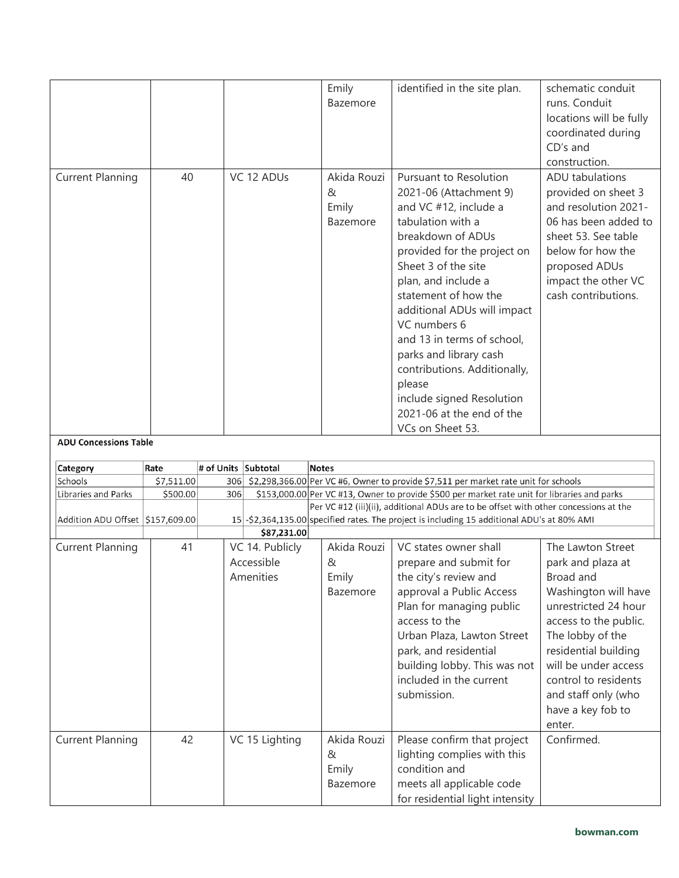| | | | | | |
|---|---|---|---|---|---|
| | | | Emily Bazemore | identified in the site plan. | schematic conduit runs. Conduit locations will be fully coordinated during CD's and construction. |
| Current Planning | 40 | VC 12 ADUs | Akida Rouzi & Emily Bazemore | Pursuant to Resolution 2021-06 (Attachment 9) and VC #12, include a tabulation with a breakdown of ADUs provided for the project on Sheet 3 of the site plan, and include a statement of how the additional ADUs will impact VC numbers 6 and 13 in terms of school, parks and library cash contributions. Additionally, please include signed Resolution 2021-06 at the end of the VCs on Sheet 53. | ADU tabulations provided on sheet 3 and resolution 2021-06 has been added to sheet 53. See table below for how the proposed ADUs impact the other VC cash contributions. |

**ADU Concessions Table**

| Category | Rate | # of Units | Subtotal | Notes |
|---|---|---|---|---|
| Schools | $7,511.00 | 306 | $2,298,366.00 | Per VC #6, Owner to provide $7,511 per market rate unit for schools |
| Libraries and Parks | $500.00 | 306 | $153,000.00 | Per VC #13, Owner to provide $500 per market rate unit for libraries and parks |
| Addition ADU Offset | $157,609.00 | 15 | -$2,364,135.00 | Per VC #12 (iii)(ii), additional ADUs are to be offset with other concessions at the specified rates. The project is including 15 additional ADU's at 80% AMI |
| | | | **$87,231.00** | |

| | | | | | |
|---|---|---|---|---|---|
| Current Planning | 41 | VC 14. Publicly Accessible Amenities | Akida Rouzi & Emily Bazemore | VC states owner shall prepare and submit for the city's review and approval a Public Access Plan for managing public access to the Urban Plaza, Lawton Street park, and residential building lobby. This was not included in the current submission. | The Lawton Street park and plaza at Broad and Washington will have unrestricted 24 hour access to the public. The lobby of the residential building will be under access control to residents and staff only (who have a key fob to enter. |
| Current Planning | 42 | VC 15 Lighting | Akida Rouzi & Emily Bazemore | Please confirm that project lighting complies with this condition and meets all applicable code for residential light intensity | Confirmed. |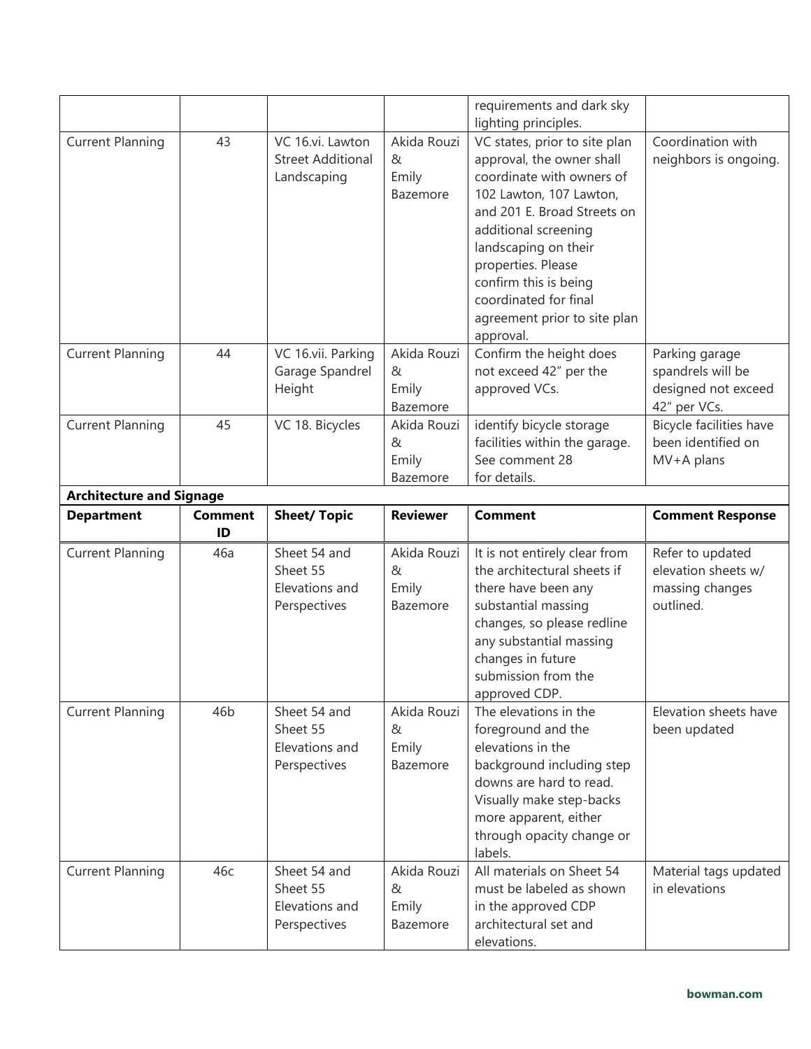| | | | | requirements and dark sky lighting principles. | |
|---|---|---|---|---|---|
| Current Planning | 43 | VC 16.vi. Lawton Street Additional Landscaping | Akida Rouzi & Emily Bazemore | VC states, prior to site plan approval, the owner shall coordinate with owners of 102 Lawton, 107 Lawton, and 201 E. Broad Streets on additional screening landscaping on their properties. Please confirm this is being coordinated for final agreement prior to site plan approval. | Coordination with neighbors is ongoing. |
| Current Planning | 44 | VC 16.vii. Parking Garage Spandrel Height | Akida Rouzi & Emily Bazemore | Confirm the height does not exceed 42" per the approved VCs. | Parking garage spandrels will be designed not exceed 42" per VCs. |
| Current Planning | 45 | VC 18. Bicycles | Akida Rouzi & Emily Bazemore | identify bicycle storage facilities within the garage. See comment 28 for details. | Bicycle facilities have been identified on MV+A plans |

**Architecture and Signage**

| Department | Comment ID | Sheet/ Topic | Reviewer | Comment | Comment Response |
|---|---|---|---|---|---|
| Current Planning | 46a | Sheet 54 and Sheet 55 Elevations and Perspectives | Akida Rouzi & Emily Bazemore | It is not entirely clear from the architectural sheets if there have been any substantial massing changes, so please redline any substantial massing changes in future submission from the approved CDP. | Refer to updated elevation sheets w/ massing changes outlined. |
| Current Planning | 46b | Sheet 54 and Sheet 55 Elevations and Perspectives | Akida Rouzi & Emily Bazemore | The elevations in the foreground and the elevations in the background including step downs are hard to read. Visually make step-backs more apparent, either through opacity change or labels. | Elevation sheets have been updated |
| Current Planning | 46c | Sheet 54 and Sheet 55 Elevations and Perspectives | Akida Rouzi & Emily Bazemore | All materials on Sheet 54 must be labeled as shown in the approved CDP architectural set and elevations. | Material tags updated in elevations |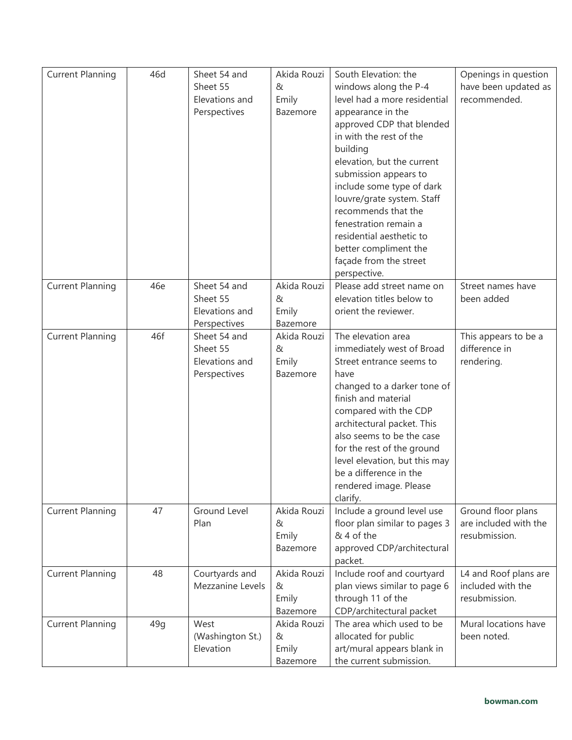| Current Planning | 46d | Sheet 54 and Sheet 55 Elevations and Perspectives | Akida Rouzi & Emily Bazemore | South Elevation: the windows along the P-4 level had a more residential appearance in the approved CDP that blended in with the rest of the building elevation, but the current submission appears to include some type of dark louvre/grate system. Staff recommends that the fenestration remain a residential aesthetic to better compliment the façade from the street perspective. | Openings in question have been updated as recommended. |
|---|---|---|---|---|---|
| Current Planning | 46e | Sheet 54 and Sheet 55 Elevations and Perspectives | Akida Rouzi & Emily Bazemore | Please add street name on elevation titles below to orient the reviewer. | Street names have been added |
| Current Planning | 46f | Sheet 54 and Sheet 55 Elevations and Perspectives | Akida Rouzi & Emily Bazemore | The elevation area immediately west of Broad Street entrance seems to have changed to a darker tone of finish and material compared with the CDP architectural packet. This also seems to be the case for the rest of the ground level elevation, but this may be a difference in the rendered image. Please clarify. | This appears to be a difference in rendering. |
| Current Planning | 47 | Ground Level Plan | Akida Rouzi & Emily Bazemore | Include a ground level use floor plan similar to pages 3 & 4 of the approved CDP/architectural packet. | Ground floor plans are included with the resubmission. |
| Current Planning | 48 | Courtyards and Mezzanine Levels | Akida Rouzi & Emily Bazemore | Include roof and courtyard plan views similar to page 6 through 11 of the CDP/architectural packet | L4 and Roof plans are included with the resubmission. |
| Current Planning | 49g | West (Washington St.) Elevation | Akida Rouzi & Emily Bazemore | The area which used to be allocated for public art/mural appears blank in the current submission. | Mural locations have been noted. |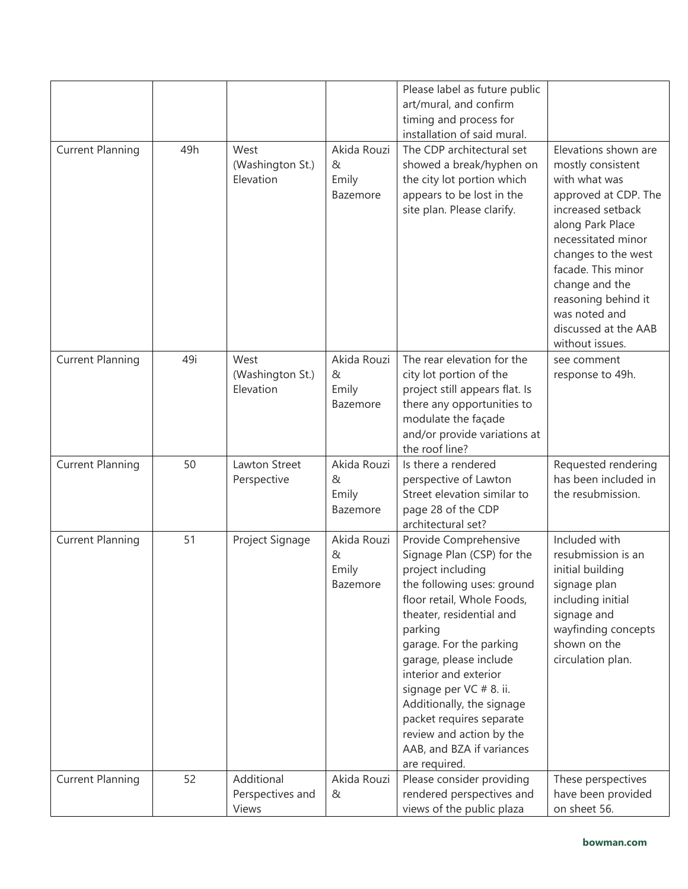| | | | | Please label as future public art/mural, and confirm timing and process for installation of said mural. | |
|---|---|---|---|---|---|
| Current Planning | 49h | West (Washington St.) Elevation | Akida Rouzi & Emily Bazemore | The CDP architectural set showed a break/hyphen on the city lot portion which appears to be lost in the site plan. Please clarify. | Elevations shown are mostly consistent with what was approved at CDP. The increased setback along Park Place necessitated minor changes to the west facade. This minor change and the reasoning behind it was noted and discussed at the AAB without issues. |
| Current Planning | 49i | West (Washington St.) Elevation | Akida Rouzi & Emily Bazemore | The rear elevation for the city lot portion of the project still appears flat. Is there any opportunities to modulate the façade and/or provide variations at the roof line? | see comment response to 49h. |
| Current Planning | 50 | Lawton Street Perspective | Akida Rouzi & Emily Bazemore | Is there a rendered perspective of Lawton Street elevation similar to page 28 of the CDP architectural set? | Requested rendering has been included in the resubmission. |
| Current Planning | 51 | Project Signage | Akida Rouzi & Emily Bazemore | Provide Comprehensive Signage Plan (CSP) for the project including the following uses: ground floor retail, Whole Foods, theater, residential and parking garage. For the parking garage, please include interior and exterior signage per VC # 8. ii. Additionally, the signage packet requires separate review and action by the AAB, and BZA if variances are required. | Included with resubmission is an initial building signage plan including initial signage and wayfinding concepts shown on the circulation plan. |
| Current Planning | 52 | Additional Perspectives and Views | Akida Rouzi & | Please consider providing rendered perspectives and views of the public plaza | These perspectives have been provided on sheet 56. |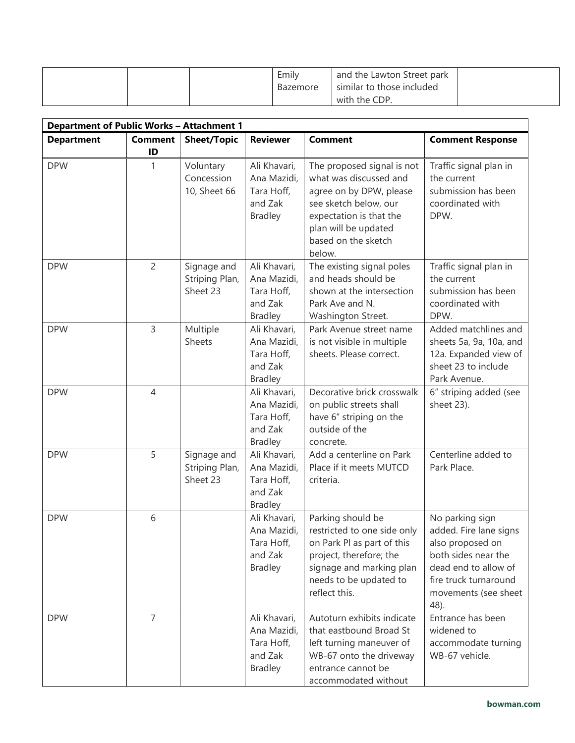| | | | Emily Bazemore | and the Lawton Street park similar to those included with the CDP. | |
|---|---|---|---|---|---|

| Department of Public Works – Attachment 1 | | | | | |
|---|---|---|---|---|---|
| **Department** | **Comment ID** | **Sheet/Topic** | **Reviewer** | **Comment** | **Comment Response** |
| DPW | 1 | Voluntary Concession 10, Sheet 66 | Ali Khavari, Ana Mazidi, Tara Hoff, and Zak Bradley | The proposed signal is not what was discussed and agree on by DPW, please see sketch below, our expectation is that the plan will be updated based on the sketch below. | Traffic signal plan in the current submission has been coordinated with DPW. |
| DPW | 2 | Signage and Striping Plan, Sheet 23 | Ali Khavari, Ana Mazidi, Tara Hoff, and Zak Bradley | The existing signal poles and heads should be shown at the intersection Park Ave and N. Washington Street. | Traffic signal plan in the current submission has been coordinated with DPW. |
| DPW | 3 | Multiple Sheets | Ali Khavari, Ana Mazidi, Tara Hoff, and Zak Bradley | Park Avenue street name is not visible in multiple sheets. Please correct. | Added matchlines and sheets 5a, 9a, 10a, and 12a. Expanded view of sheet 23 to include Park Avenue. |
| DPW | 4 | | Ali Khavari, Ana Mazidi, Tara Hoff, and Zak Bradley | Decorative brick crosswalk on public streets shall have 6" striping on the outside of the concrete. | 6" striping added (see sheet 23). |
| DPW | 5 | Signage and Striping Plan, Sheet 23 | Ali Khavari, Ana Mazidi, Tara Hoff, and Zak Bradley | Add a centerline on Park Place if it meets MUTCD criteria. | Centerline added to Park Place. |
| DPW | 6 | | Ali Khavari, Ana Mazidi, Tara Hoff, and Zak Bradley | Parking should be restricted to one side only on Park Pl as part of this project, therefore; the signage and marking plan needs to be updated to reflect this. | No parking sign added. Fire lane signs also proposed on both sides near the dead end to allow of fire truck turnaround movements (see sheet 48). |
| DPW | 7 | | Ali Khavari, Ana Mazidi, Tara Hoff, and Zak Bradley | Autoturn exhibits indicate that eastbound Broad St left turning maneuver of WB-67 onto the driveway entrance cannot be accommodated without | Entrance has been widened to accommodate turning WB-67 vehicle. |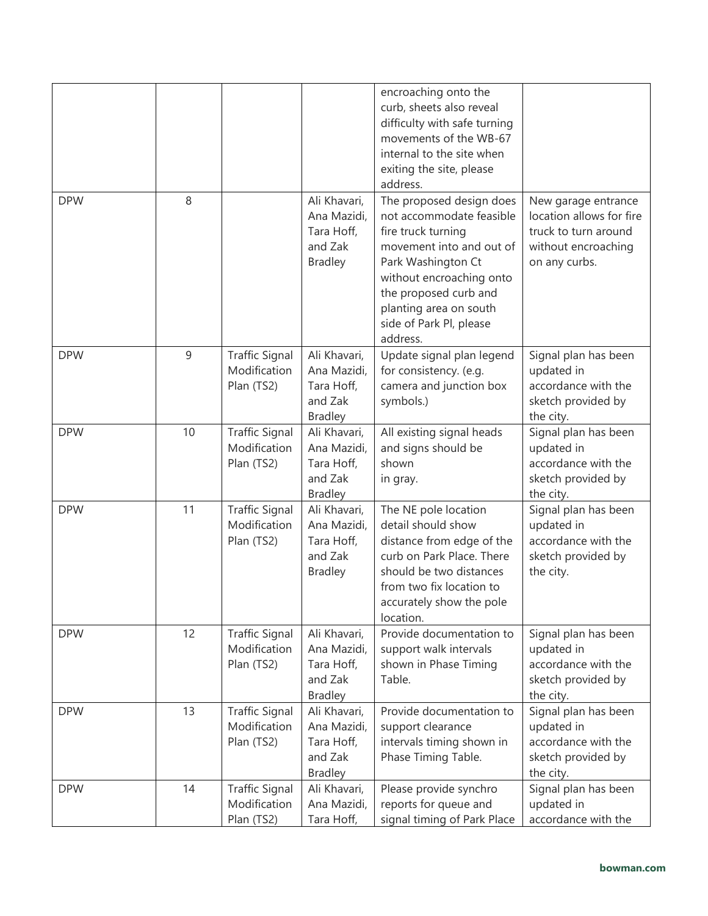| | | | | encroaching onto the curb, sheets also reveal difficulty with safe turning movements of the WB-67 internal to the site when exiting the site, please address. | |
|---|---|---|---|---|---|
| DPW | 8 | | Ali Khavari, Ana Mazidi, Tara Hoff, and Zak Bradley | The proposed design does not accommodate feasible fire truck turning movement into and out of Park Washington Ct without encroaching onto the proposed curb and planting area on south side of Park Pl, please address. | New garage entrance location allows for fire truck to turn around without encroaching on any curbs. |
| DPW | 9 | Traffic Signal Modification Plan (TS2) | Ali Khavari, Ana Mazidi, Tara Hoff, and Zak Bradley | Update signal plan legend for consistency. (e.g. camera and junction box symbols.) | Signal plan has been updated in accordance with the sketch provided by the city. |
| DPW | 10 | Traffic Signal Modification Plan (TS2) | Ali Khavari, Ana Mazidi, Tara Hoff, and Zak Bradley | All existing signal heads and signs should be shown in gray. | Signal plan has been updated in accordance with the sketch provided by the city. |
| DPW | 11 | Traffic Signal Modification Plan (TS2) | Ali Khavari, Ana Mazidi, Tara Hoff, and Zak Bradley | The NE pole location detail should show distance from edge of the curb on Park Place. There should be two distances from two fix location to accurately show the pole location. | Signal plan has been updated in accordance with the sketch provided by the city. |
| DPW | 12 | Traffic Signal Modification Plan (TS2) | Ali Khavari, Ana Mazidi, Tara Hoff, and Zak Bradley | Provide documentation to support walk intervals shown in Phase Timing Table. | Signal plan has been updated in accordance with the sketch provided by the city. |
| DPW | 13 | Traffic Signal Modification Plan (TS2) | Ali Khavari, Ana Mazidi, Tara Hoff, and Zak Bradley | Provide documentation to support clearance intervals timing shown in Phase Timing Table. | Signal plan has been updated in accordance with the sketch provided by the city. |
| DPW | 14 | Traffic Signal Modification Plan (TS2) | Ali Khavari, Ana Mazidi, Tara Hoff, | Please provide synchro reports for queue and signal timing of Park Place | Signal plan has been updated in accordance with the |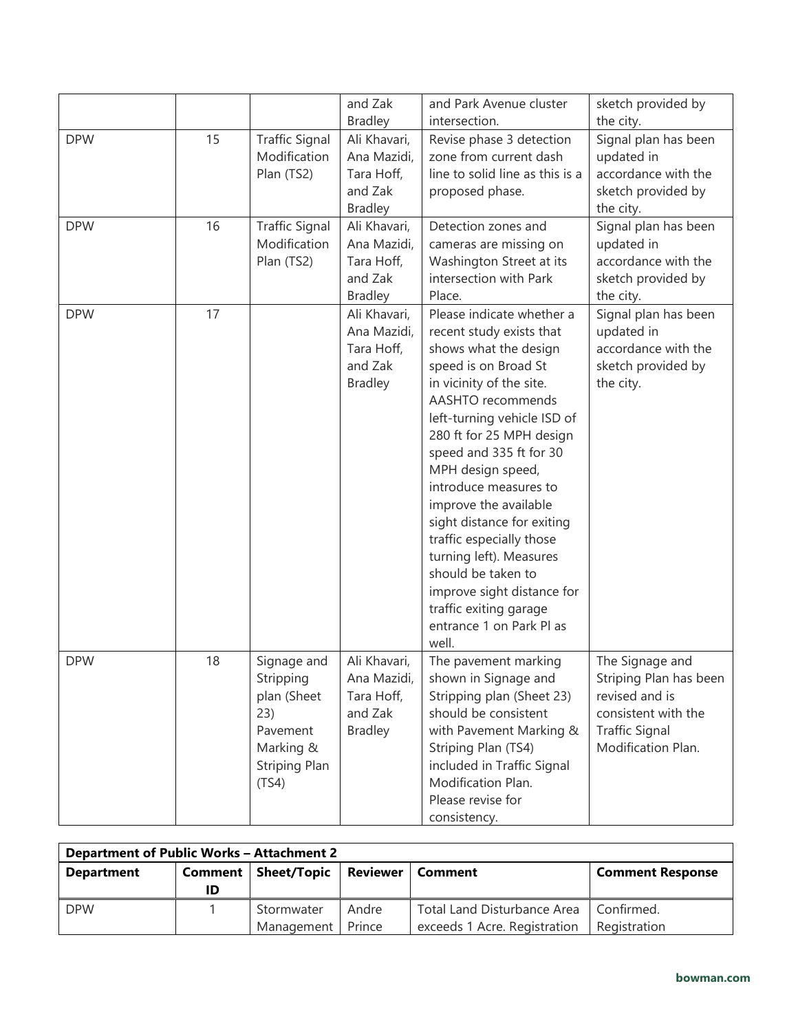| | | | and Zak Bradley | and Park Avenue cluster intersection. | sketch provided by the city. |
|---|---|---|---|---|---|
| DPW | 15 | Traffic Signal Modification Plan (TS2) | Ali Khavari, Ana Mazidi, Tara Hoff, and Zak Bradley | Revise phase 3 detection zone from current dash line to solid line as this is a proposed phase. | Signal plan has been updated in accordance with the sketch provided by the city. |
| DPW | 16 | Traffic Signal Modification Plan (TS2) | Ali Khavari, Ana Mazidi, Tara Hoff, and Zak Bradley | Detection zones and cameras are missing on Washington Street at its intersection with Park Place. | Signal plan has been updated in accordance with the sketch provided by the city. |
| DPW | 17 | | Ali Khavari, Ana Mazidi, Tara Hoff, and Zak Bradley | Please indicate whether a recent study exists that shows what the design speed is on Broad St in vicinity of the site. AASHTO recommends left-turning vehicle ISD of 280 ft for 25 MPH design speed and 335 ft for 30 MPH design speed, introduce measures to improve the available sight distance for exiting traffic especially those turning left). Measures should be taken to improve sight distance for traffic exiting garage entrance 1 on Park Pl as well. | Signal plan has been updated in accordance with the sketch provided by the city. |
| DPW | 18 | Signage and Stripping plan (Sheet 23) Pavement Marking & Striping Plan (TS4) | Ali Khavari, Ana Mazidi, Tara Hoff, and Zak Bradley | The pavement marking shown in Signage and Stripping plan (Sheet 23) should be consistent with Pavement Marking & Striping Plan (TS4) included in Traffic Signal Modification Plan. Please revise for consistency. | The Signage and Striping Plan has been revised and is consistent with the Traffic Signal Modification Plan. |

| **Department of Public Works – Attachment 2** | | | | | |
|---|---|---|---|---|---|
| **Department** | **Comment ID** | **Sheet/Topic** | **Reviewer** | **Comment** | **Comment Response** |
| DPW | 1 | Stormwater Management | Andre Prince | Total Land Disturbance Area exceeds 1 Acre. Registration | Confirmed. Registration |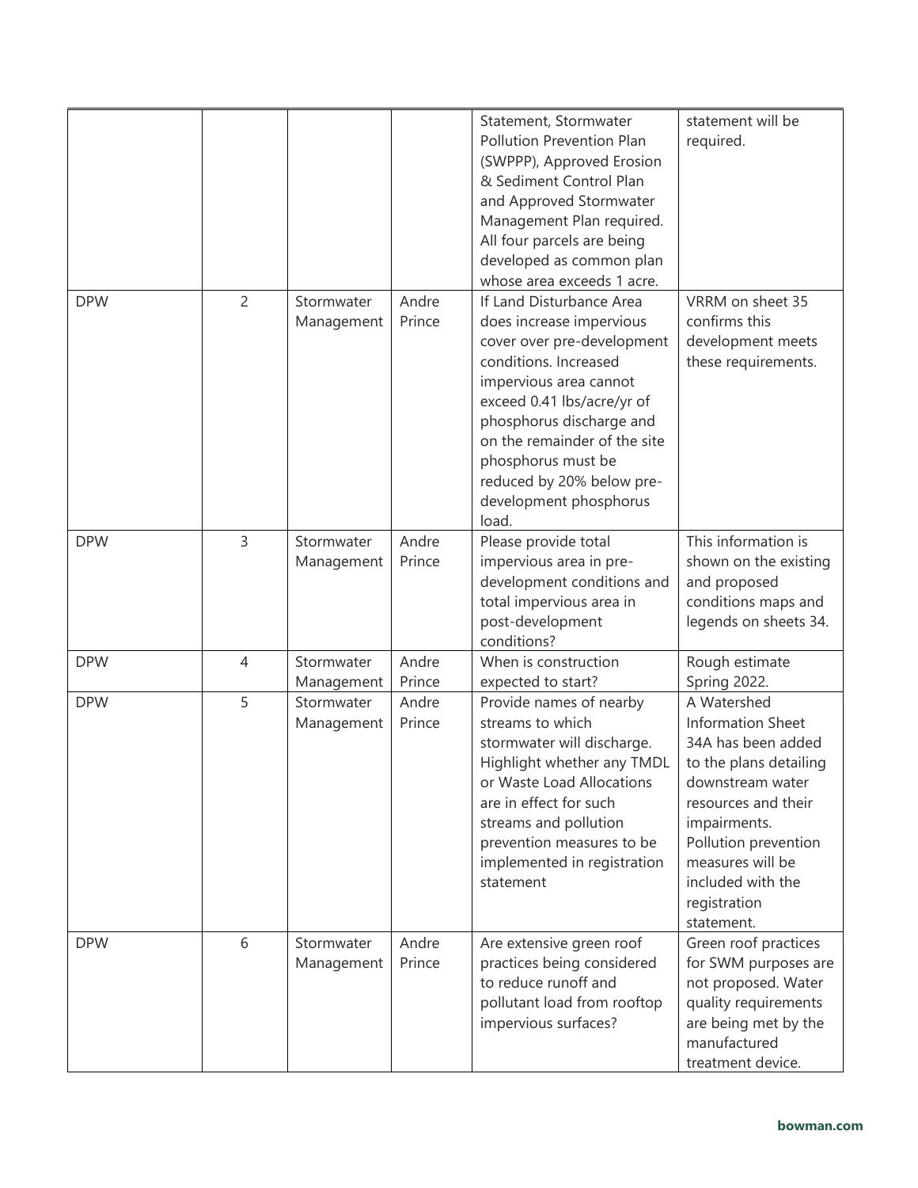| | | | | Statement, Stormwater Pollution Prevention Plan (SWPPP), Approved Erosion & Sediment Control Plan and Approved Stormwater Management Plan required. All four parcels are being developed as common plan whose area exceeds 1 acre. | statement will be required. |
|---|---|---|---|---|---|
| DPW | 2 | Stormwater Management | Andre Prince | If Land Disturbance Area does increase impervious cover over pre-development conditions. Increased impervious area cannot exceed 0.41 lbs/acre/yr of phosphorus discharge and on the remainder of the site phosphorus must be reduced by 20% below pre-development phosphorus load. | VRRM on sheet 35 confirms this development meets these requirements. |
| DPW | 3 | Stormwater Management | Andre Prince | Please provide total impervious area in pre-development conditions and total impervious area in post-development conditions? | This information is shown on the existing and proposed conditions maps and legends on sheets 34. |
| DPW | 4 | Stormwater Management | Andre Prince | When is construction expected to start? | Rough estimate Spring 2022. |
| DPW | 5 | Stormwater Management | Andre Prince | Provide names of nearby streams to which stormwater will discharge. Highlight whether any TMDL or Waste Load Allocations are in effect for such streams and pollution prevention measures to be implemented in registration statement | A Watershed Information Sheet 34A has been added to the plans detailing downstream water resources and their impairments. Pollution prevention measures will be included with the registration statement. |
| DPW | 6 | Stormwater Management | Andre Prince | Are extensive green roof practices being considered to reduce runoff and pollutant load from rooftop impervious surfaces? | Green roof practices for SWM purposes are not proposed. Water quality requirements are being met by the manufactured treatment device. |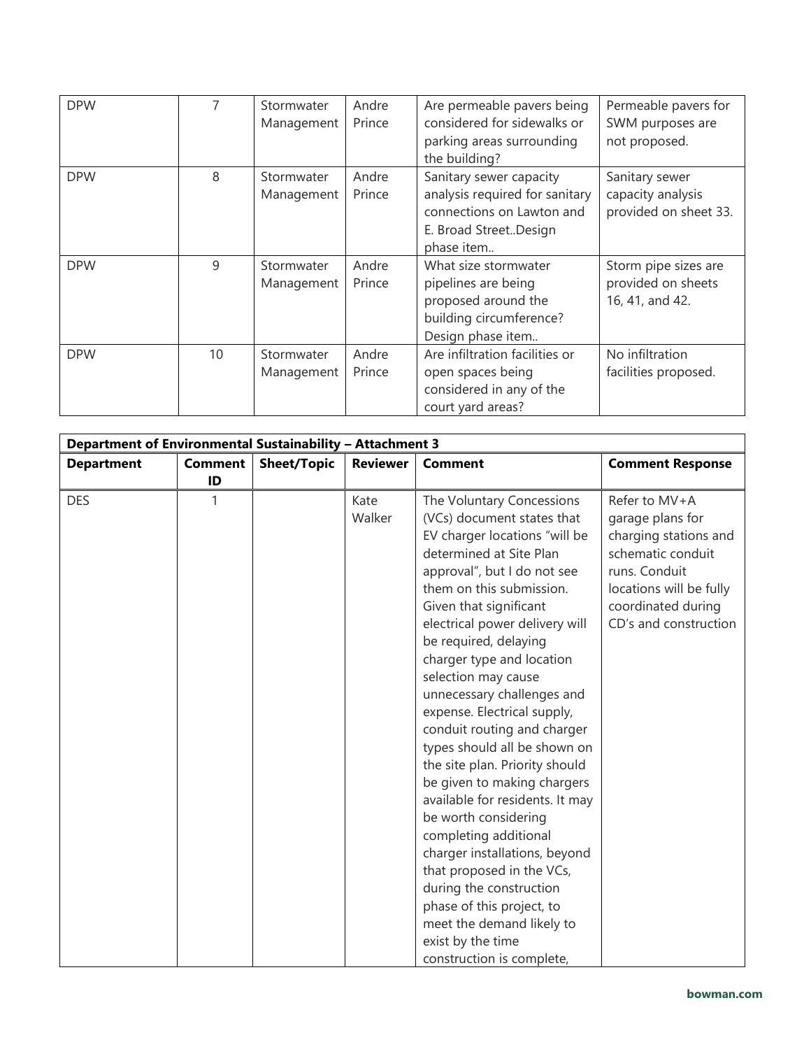| DPW | 7 | Stormwater Management | Andre Prince | Are permeable pavers being considered for sidewalks or parking areas surrounding the building? | Permeable pavers for SWM purposes are not proposed. |
|---|---|---|---|---|---|
| DPW | 8 | Stormwater Management | Andre Prince | Sanitary sewer capacity analysis required for sanitary connections on Lawton and E. Broad Street..Design phase item.. | Sanitary sewer capacity analysis provided on sheet 33. |
| DPW | 9 | Stormwater Management | Andre Prince | What size stormwater pipelines are being proposed around the building circumference? Design phase item.. | Storm pipe sizes are provided on sheets 16, 41, and 42. |
| DPW | 10 | Stormwater Management | Andre Prince | Are infiltration facilities or open spaces being considered in any of the court yard areas? | No infiltration facilities proposed. |

| **Department of Environmental Sustainability – Attachment 3** | | | | | |
|---|---|---|---|---|---|
| **Department** | **Comment ID** | **Sheet/Topic** | **Reviewer** | **Comment** | **Comment Response** |
| DES | 1 | | Kate Walker | The Voluntary Concessions (VCs) document states that EV charger locations "will be determined at Site Plan approval", but I do not see them on this submission. Given that significant electrical power delivery will be required, delaying charger type and location selection may cause unnecessary challenges and expense. Electrical supply, conduit routing and charger types should all be shown on the site plan. Priority should be given to making chargers available for residents. It may be worth considering completing additional charger installations, beyond that proposed in the VCs, during the construction phase of this project, to meet the demand likely to exist by the time construction is complete, | Refer to MV+A garage plans for charging stations and schematic conduit runs. Conduit locations will be fully coordinated during CD's and construction |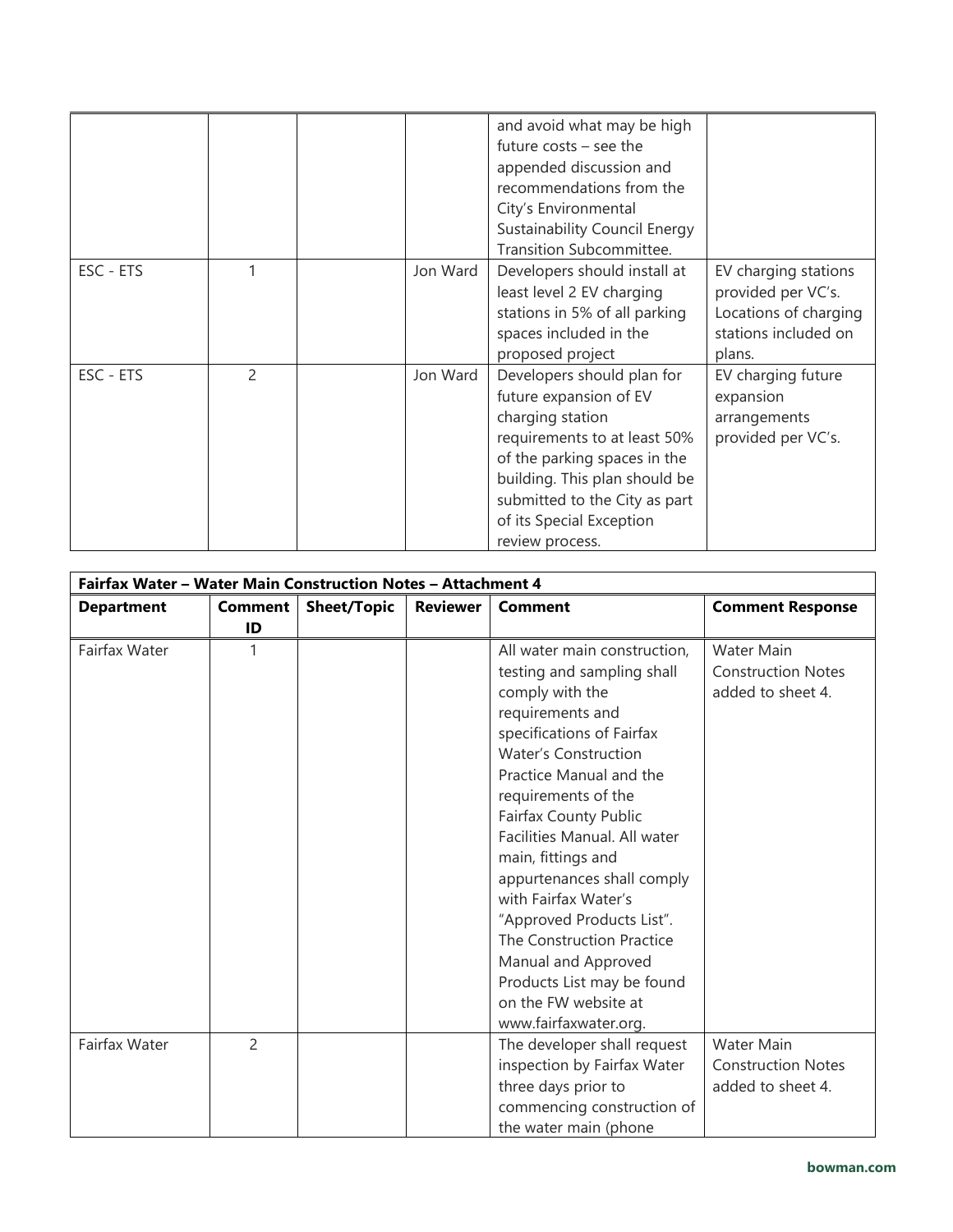| | | | | and avoid what may be high future costs – see the appended discussion and recommendations from the City's Environmental Sustainability Council Energy Transition Subcommittee. | |
|---|---|---|---|---|---|
| ESC - ETS | 1 | | Jon Ward | Developers should install at least level 2 EV charging stations in 5% of all parking spaces included in the proposed project | EV charging stations provided per VC's. Locations of charging stations included on plans. |
| ESC - ETS | 2 | | Jon Ward | Developers should plan for future expansion of EV charging station requirements to at least 50% of the parking spaces in the building. This plan should be submitted to the City as part of its Special Exception review process. | EV charging future expansion arrangements provided per VC's. |

**Fairfax Water – Water Main Construction Notes – Attachment 4**

| Department | Comment ID | Sheet/Topic | Reviewer | Comment | Comment Response |
|---|---|---|---|---|---|
| Fairfax Water | 1 | | | All water main construction, testing and sampling shall comply with the requirements and specifications of Fairfax Water's Construction Practice Manual and the requirements of the Fairfax County Public Facilities Manual. All water main, fittings and appurtenances shall comply with Fairfax Water's "Approved Products List". The Construction Practice Manual and Approved Products List may be found on the FW website at www.fairfaxwater.org. | Water Main Construction Notes added to sheet 4. |
| Fairfax Water | 2 | | | The developer shall request inspection by Fairfax Water three days prior to commencing construction of the water main (phone | Water Main Construction Notes added to sheet 4. |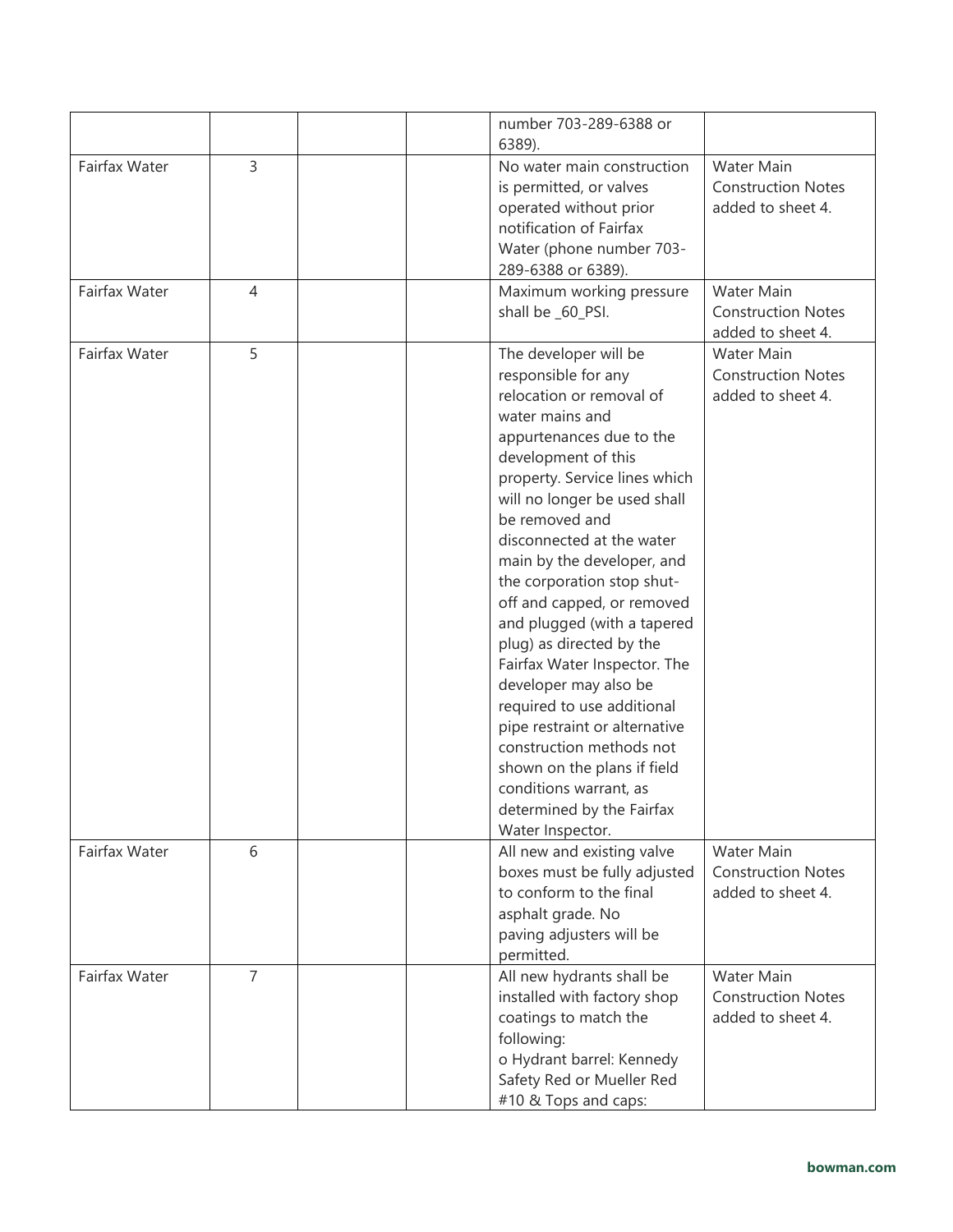| | | | | | |
|---|---|---|---|---|---|
| | | | | number 703-289-6388 or 6389). | |
| Fairfax Water | 3 | | | No water main construction is permitted, or valves operated without prior notification of Fairfax Water (phone number 703-289-6388 or 6389). | Water Main Construction Notes added to sheet 4. |
| Fairfax Water | 4 | | | Maximum working pressure shall be _60_PSI. | Water Main Construction Notes added to sheet 4. |
| Fairfax Water | 5 | | | The developer will be responsible for any relocation or removal of water mains and appurtenances due to the development of this property. Service lines which will no longer be used shall be removed and disconnected at the water main by the developer, and the corporation stop shut-off and capped, or removed and plugged (with a tapered plug) as directed by the Fairfax Water Inspector. The developer may also be required to use additional pipe restraint or alternative construction methods not shown on the plans if field conditions warrant, as determined by the Fairfax Water Inspector. | Water Main Construction Notes added to sheet 4. |
| Fairfax Water | 6 | | | All new and existing valve boxes must be fully adjusted to conform to the final asphalt grade. No paving adjusters will be permitted. | Water Main Construction Notes added to sheet 4. |
| Fairfax Water | 7 | | | All new hydrants shall be installed with factory shop coatings to match the following:<br>o Hydrant barrel: Kennedy Safety Red or Mueller Red #10 & Tops and caps: | Water Main Construction Notes added to sheet 4. |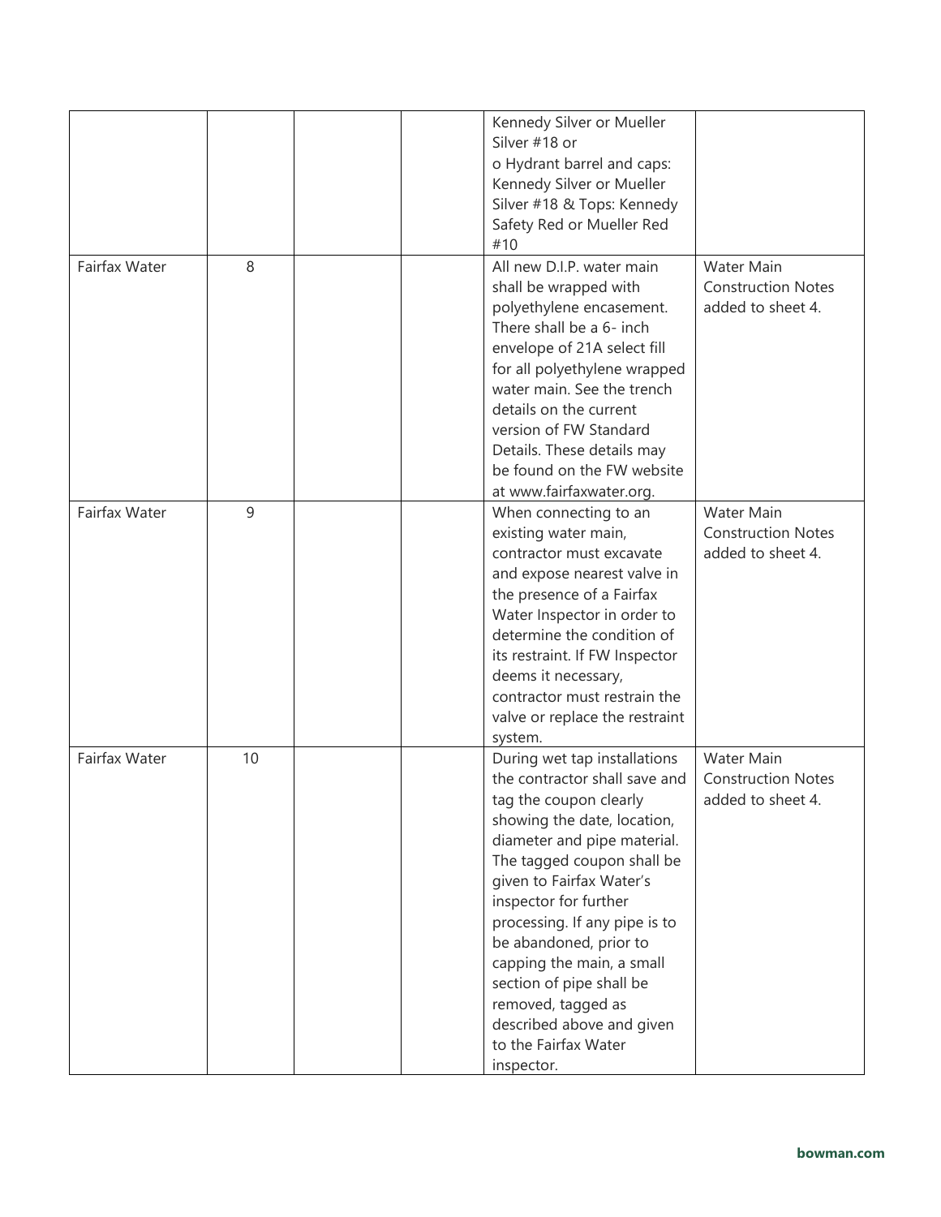| | | | | | |
|---|---|---|---|---|---|
| | | | | Kennedy Silver or Mueller Silver #18 or<br>o Hydrant barrel and caps: Kennedy Silver or Mueller Silver #18 & Tops: Kennedy Safety Red or Mueller Red #10 | |
| Fairfax Water | 8 | | | All new D.I.P. water main shall be wrapped with polyethylene encasement. There shall be a 6- inch envelope of 21A select fill for all polyethylene wrapped water main. See the trench details on the current version of FW Standard Details. These details may be found on the FW website at www.fairfaxwater.org. | Water Main Construction Notes added to sheet 4. |
| Fairfax Water | 9 | | | When connecting to an existing water main, contractor must excavate and expose nearest valve in the presence of a Fairfax Water Inspector in order to determine the condition of its restraint. If FW Inspector deems it necessary, contractor must restrain the valve or replace the restraint system. | Water Main Construction Notes added to sheet 4. |
| Fairfax Water | 10 | | | During wet tap installations the contractor shall save and tag the coupon clearly showing the date, location, diameter and pipe material. The tagged coupon shall be given to Fairfax Water's inspector for further processing. If any pipe is to be abandoned, prior to capping the main, a small section of pipe shall be removed, tagged as described above and given to the Fairfax Water inspector. | Water Main Construction Notes added to sheet 4. |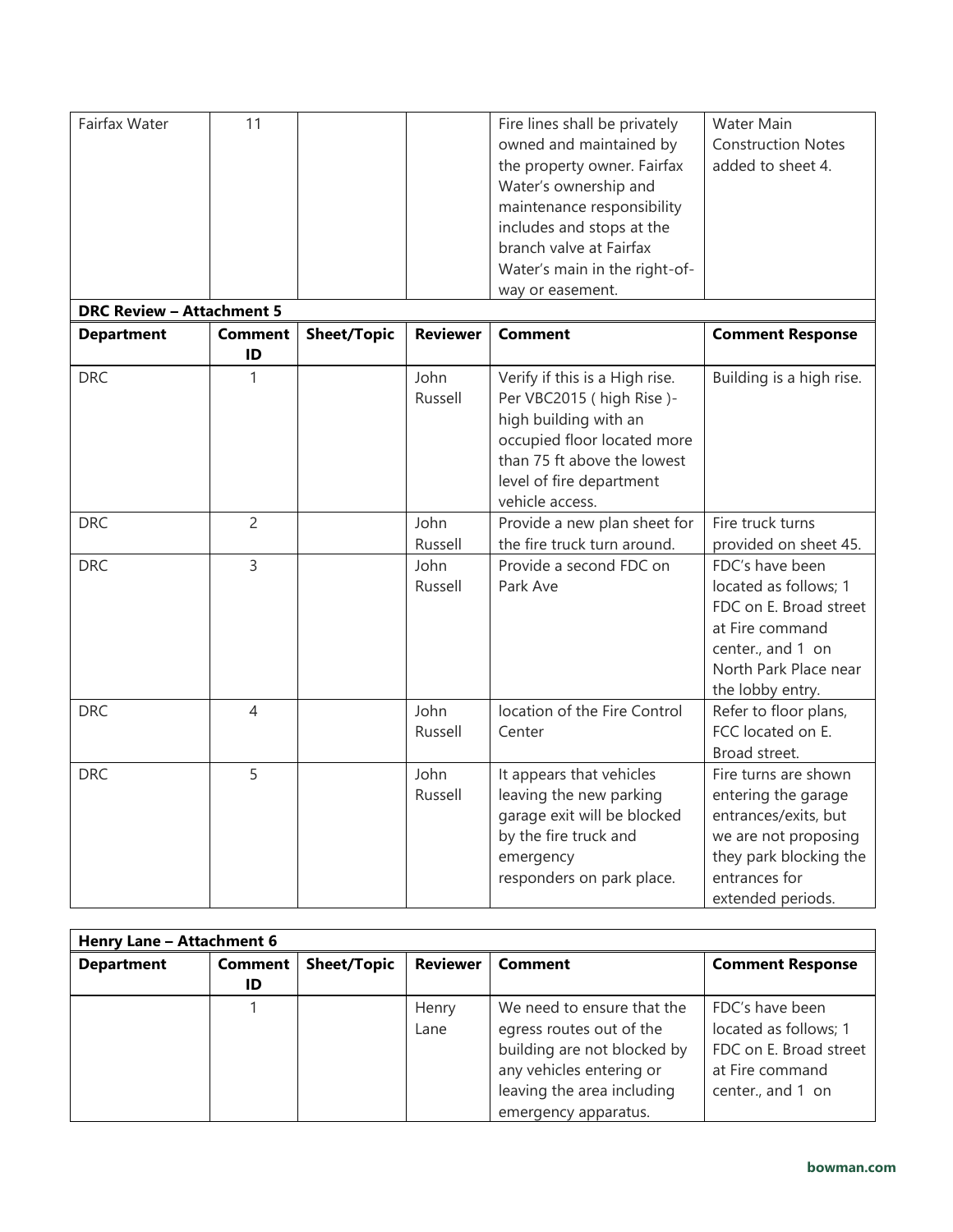| Fairfax Water | 11 | | | Fire lines shall be privately owned and maintained by the property owner. Fairfax Water's ownership and maintenance responsibility includes and stops at the branch valve at Fairfax Water's main in the right-of-way or easement. | Water Main Construction Notes added to sheet 4. |
|---|---|---|---|---|---|

**DRC Review – Attachment 5**

| Department | Comment ID | Sheet/Topic | Reviewer | Comment | Comment Response |
|---|---|---|---|---|---|
| DRC | 1 | | John Russell | Verify if this is a High rise. Per VBC2015 ( high Rise )- high building with an occupied floor located more than 75 ft above the lowest level of fire department vehicle access. | Building is a high rise. |
| DRC | 2 | | John Russell | Provide a new plan sheet for the fire truck turn around. | Fire truck turns provided on sheet 45. |
| DRC | 3 | | John Russell | Provide a second FDC on Park Ave | FDC's have been located as follows; 1 FDC on E. Broad street at Fire command center., and 1 on North Park Place near the lobby entry. |
| DRC | 4 | | John Russell | location of the Fire Control Center | Refer to floor plans, FCC located on E. Broad street. |
| DRC | 5 | | John Russell | It appears that vehicles leaving the new parking garage exit will be blocked by the fire truck and emergency responders on park place. | Fire turns are shown entering the garage entrances/exits, but we are not proposing they park blocking the entrances for extended periods. |

**Henry Lane – Attachment 6**

| Department | Comment ID | Sheet/Topic | Reviewer | Comment | Comment Response |
|---|---|---|---|---|---|
| | 1 | | Henry Lane | We need to ensure that the egress routes out of the building are not blocked by any vehicles entering or leaving the area including emergency apparatus. | FDC's have been located as follows; 1 FDC on E. Broad street at Fire command center., and 1 on |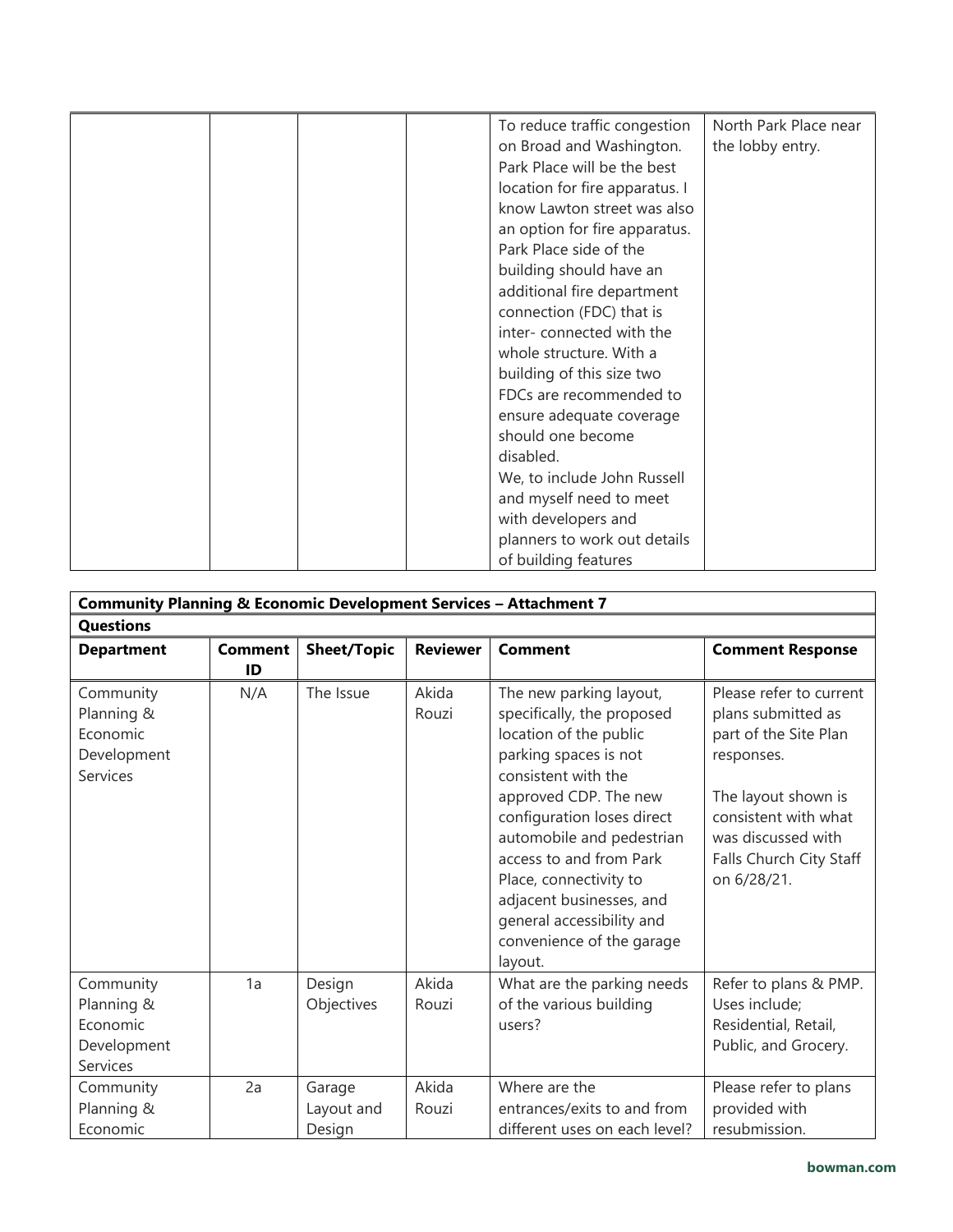| | | | | To reduce traffic congestion on Broad and Washington. Park Place will be the best location for fire apparatus. I know Lawton street was also an option for fire apparatus. Park Place side of the building should have an additional fire department connection (FDC) that is inter- connected with the whole structure. With a building of this size two FDCs are recommended to ensure adequate coverage should one become disabled.<br>We, to include John Russell and myself need to meet with developers and planners to work out details of building features | North Park Place near the lobby entry. |
|---|---|---|---|---|---|

| **Community Planning & Economic Development Services – Attachment 7** | | | | | |
|---|---|---|---|---|---|
| **Questions** | | | | | |
| **Department** | **Comment ID** | **Sheet/Topic** | **Reviewer** | **Comment** | **Comment Response** |
| Community Planning & Economic Development Services | N/A | The Issue | Akida Rouzi | The new parking layout, specifically, the proposed location of the public parking spaces is not consistent with the approved CDP. The new configuration loses direct automobile and pedestrian access to and from Park Place, connectivity to adjacent businesses, and general accessibility and convenience of the garage layout. | Please refer to current plans submitted as part of the Site Plan responses.<br><br>The layout shown is consistent with what was discussed with Falls Church City Staff on 6/28/21. |
| Community Planning & Economic Development Services | 1a | Design Objectives | Akida Rouzi | What are the parking needs of the various building users? | Refer to plans & PMP. Uses include; Residential, Retail, Public, and Grocery. |
| Community Planning & Economic | 2a | Garage Layout and Design | Akida Rouzi | Where are the entrances/exits to and from different uses on each level? | Please refer to plans provided with resubmission. |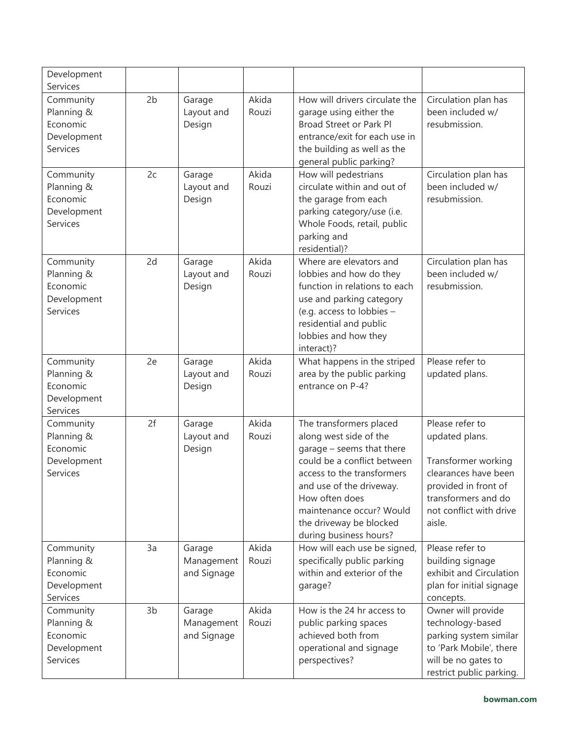| | | | | | |
|---|---|---|---|---|---|
| Development Services | | | | | |
| Community Planning & Economic Development Services | 2b | Garage Layout and Design | Akida Rouzi | How will drivers circulate the garage using either the Broad Street or Park Pl entrance/exit for each use in the building as well as the general public parking? | Circulation plan has been included w/ resubmission. |
| Community Planning & Economic Development Services | 2c | Garage Layout and Design | Akida Rouzi | How will pedestrians circulate within and out of the garage from each parking category/use (i.e. Whole Foods, retail, public parking and residential)? | Circulation plan has been included w/ resubmission. |
| Community Planning & Economic Development Services | 2d | Garage Layout and Design | Akida Rouzi | Where are elevators and lobbies and how do they function in relations to each use and parking category (e.g. access to lobbies – residential and public lobbies and how they interact)? | Circulation plan has been included w/ resubmission. |
| Community Planning & Economic Development Services | 2e | Garage Layout and Design | Akida Rouzi | What happens in the striped area by the public parking entrance on P-4? | Please refer to updated plans. |
| Community Planning & Economic Development Services | 2f | Garage Layout and Design | Akida Rouzi | The transformers placed along west side of the garage – seems that there could be a conflict between access to the transformers and use of the driveway. How often does maintenance occur? Would the driveway be blocked during business hours? | Please refer to updated plans.<br><br>Transformer working clearances have been provided in front of transformers and do not conflict with drive aisle. |
| Community Planning & Economic Development Services | 3a | Garage Management and Signage | Akida Rouzi | How will each use be signed, specifically public parking within and exterior of the garage? | Please refer to building signage exhibit and Circulation plan for initial signage concepts. |
| Community Planning & Economic Development Services | 3b | Garage Management and Signage | Akida Rouzi | How is the 24 hr access to public parking spaces achieved both from operational and signage perspectives? | Owner will provide technology-based parking system similar to 'Park Mobile', there will be no gates to restrict public parking. |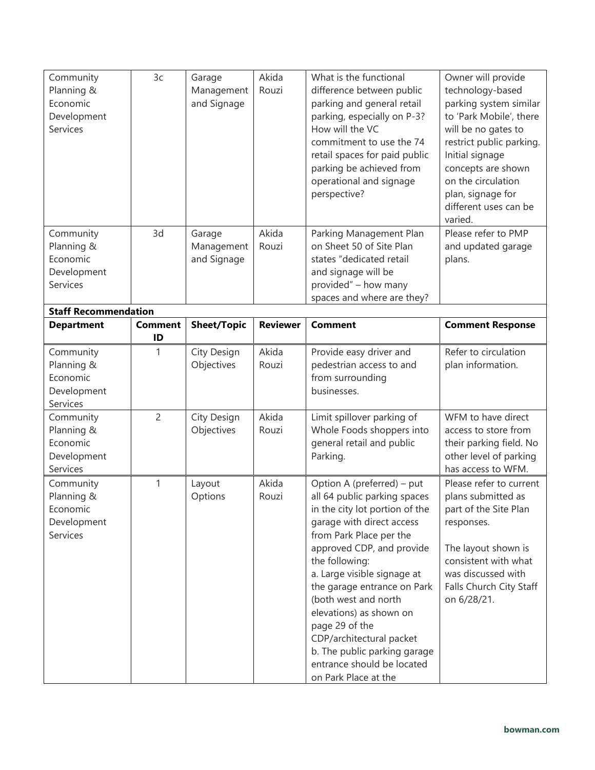| Department | Comment ID | Sheet/Topic | Reviewer | Comment | Comment Response |
|---|---|---|---|---|---|
| Community Planning & Economic Development Services | 3c | Garage Management and Signage | Akida Rouzi | What is the functional difference between public parking and general retail parking, especially on P-3? How will the VC commitment to use the 74 retail spaces for paid public parking be achieved from operational and signage perspective? | Owner will provide technology-based parking system similar to 'Park Mobile', there will be no gates to restrict public parking. Initial signage concepts are shown on the circulation plan, signage for different uses can be varied. |
| Community Planning & Economic Development Services | 3d | Garage Management and Signage | Akida Rouzi | Parking Management Plan on Sheet 50 of Site Plan states "dedicated retail and signage will be provided" – how many spaces and where are they? | Please refer to PMP and updated garage plans. |

**Staff Recommendation**

| Department | Comment ID | Sheet/Topic | Reviewer | Comment | Comment Response |
|---|---|---|---|---|---|
| Community Planning & Economic Development Services | 1 | City Design Objectives | Akida Rouzi | Provide easy driver and pedestrian access to and from surrounding businesses. | Refer to circulation plan information. |
| Community Planning & Economic Development Services | 2 | City Design Objectives | Akida Rouzi | Limit spillover parking of Whole Foods shoppers into general retail and public Parking. | WFM to have direct access to store from their parking field. No other level of parking has access to WFM. |
| Community Planning & Economic Development Services | 1 | Layout Options | Akida Rouzi | Option A (preferred) – put all 64 public parking spaces in the city lot portion of the garage with direct access from Park Place per the approved CDP, and provide the following:<br>a. Large visible signage at the garage entrance on Park (both west and north elevations) as shown on page 29 of the CDP/architectural packet<br>b. The public parking garage entrance should be located on Park Place at the | Please refer to current plans submitted as part of the Site Plan responses.<br><br>The layout shown is consistent with what was discussed with Falls Church City Staff on 6/28/21. |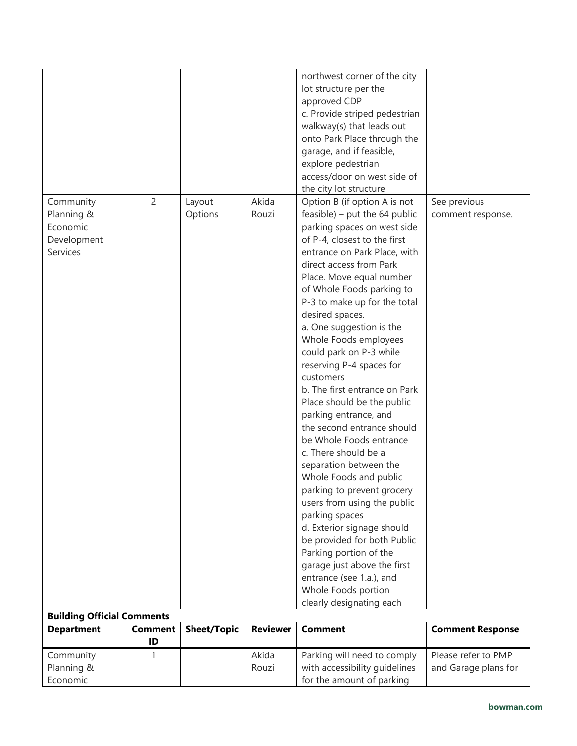| | | | | northwest corner of the city lot structure per the approved CDP<br>c. Provide striped pedestrian walkway(s) that leads out onto Park Place through the garage, and if feasible, explore pedestrian access/door on west side of the city lot structure | |
|---|---|---|---|---|---|
| Community Planning & Economic Development Services | 2 | Layout Options | Akida Rouzi | Option B (if option A is not feasible) – put the 64 public parking spaces on west side of P-4, closest to the first entrance on Park Place, with direct access from Park Place. Move equal number of Whole Foods parking to P-3 to make up for the total desired spaces.<br>a. One suggestion is the Whole Foods employees could park on P-3 while reserving P-4 spaces for customers<br>b. The first entrance on Park Place should be the public parking entrance, and the second entrance should be Whole Foods entrance<br>c. There should be a separation between the Whole Foods and public parking to prevent grocery users from using the public parking spaces<br>d. Exterior signage should be provided for both Public Parking portion of the garage just above the first entrance (see 1.a.), and Whole Foods portion clearly designating each | See previous comment response. |

**Building Official Comments**

| Department | Comment ID | Sheet/Topic | Reviewer | Comment | Comment Response |
|---|---|---|---|---|---|
| Community Planning & Economic | 1 | | Akida Rouzi | Parking will need to comply with accessibility guidelines for the amount of parking | Please refer to PMP and Garage plans for |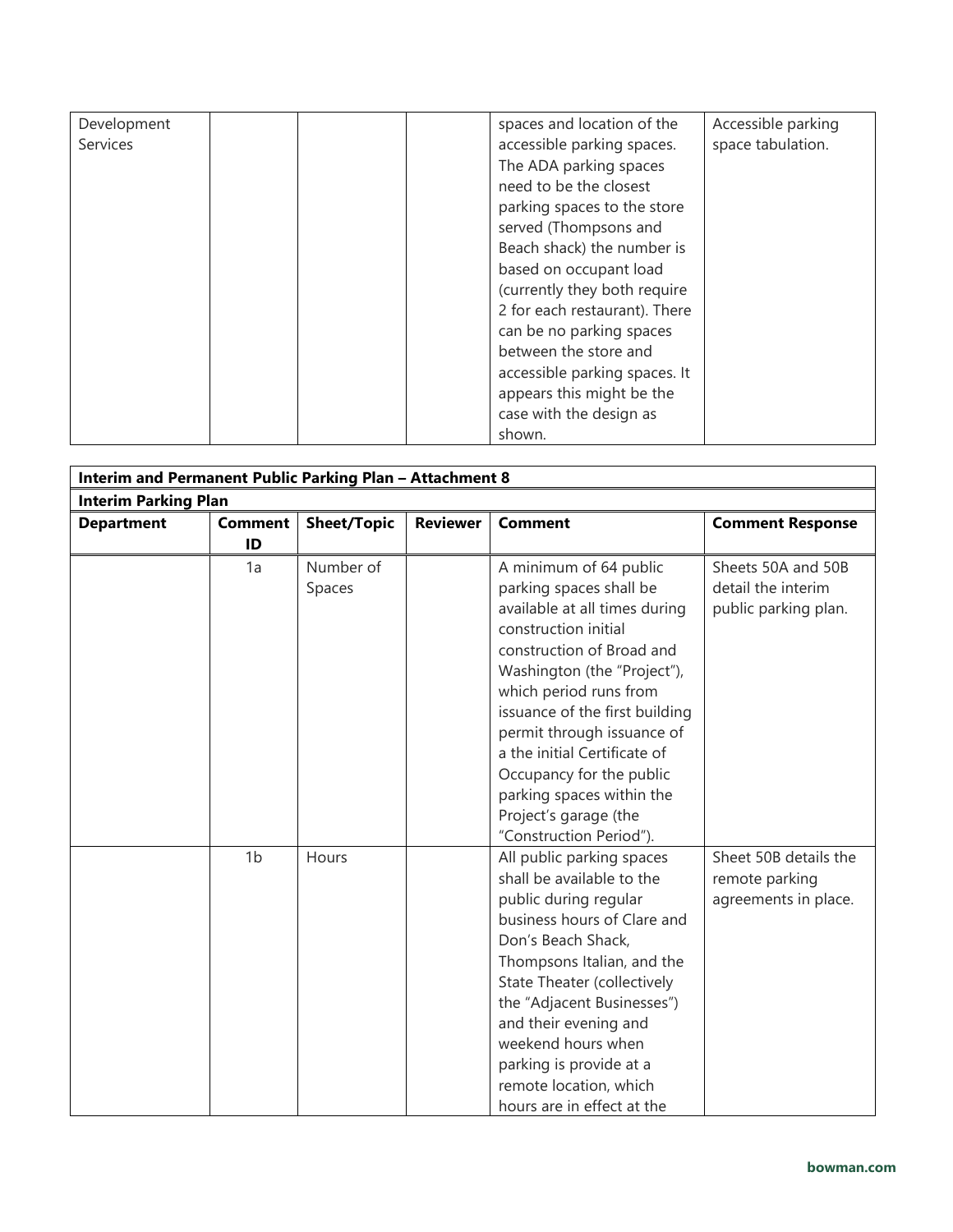| Development Services | | | | spaces and location of the accessible parking spaces. The ADA parking spaces need to be the closest parking spaces to the store served (Thompsons and Beach shack) the number is based on occupant load (currently they both require 2 for each restaurant). There can be no parking spaces between the store and accessible parking spaces. It appears this might be the case with the design as shown. | Accessible parking space tabulation. |
|---|---|---|---|---|---|

| **Interim and Permanent Public Parking Plan – Attachment 8** | | | | | |
|---|---|---|---|---|---|
| **Interim Parking Plan** | | | | | |
| **Department** | **Comment ID** | **Sheet/Topic** | **Reviewer** | **Comment** | **Comment Response** |
| | 1a | Number of Spaces | | A minimum of 64 public parking spaces shall be available at all times during construction initial construction of Broad and Washington (the "Project"), which period runs from issuance of the first building permit through issuance of a the initial Certificate of Occupancy for the public parking spaces within the Project's garage (the "Construction Period"). | Sheets 50A and 50B detail the interim public parking plan. |
| | 1b | Hours | | All public parking spaces shall be available to the public during regular business hours of Clare and Don's Beach Shack, Thompsons Italian, and the State Theater (collectively the "Adjacent Businesses") and their evening and weekend hours when parking is provide at a remote location, which hours are in effect at the | Sheet 50B details the remote parking agreements in place. |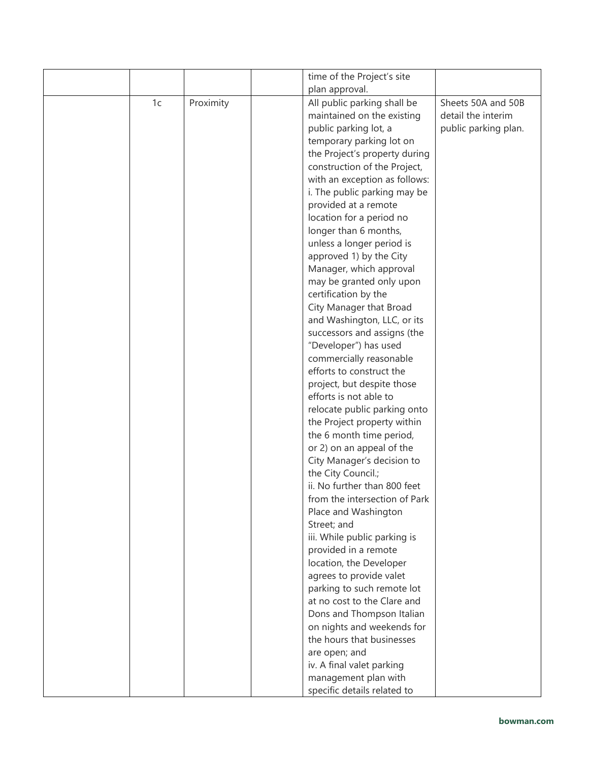| | | | | | |
|---|---|---|---|---|---|
| | | | | time of the Project's site plan approval. | |
| | 1c | Proximity | | All public parking shall be maintained on the existing public parking lot, a temporary parking lot on the Project's property during construction of the Project, with an exception as follows:<br>i. The public parking may be provided at a remote location for a period no longer than 6 months, unless a longer period is approved 1) by the City Manager, which approval may be granted only upon certification by the City Manager that Broad and Washington, LLC, or its successors and assigns (the "Developer") has used commercially reasonable efforts to construct the project, but despite those efforts is not able to relocate public parking onto the Project property within the 6 month time period, or 2) on an appeal of the City Manager's decision to the City Council.;<br>ii. No further than 800 feet from the intersection of Park Place and Washington Street; and<br>iii. While public parking is provided in a remote location, the Developer agrees to provide valet parking to such remote lot at no cost to the Clare and Dons and Thompson Italian on nights and weekends for the hours that businesses are open; and<br>iv. A final valet parking management plan with specific details related to | Sheets 50A and 50B detail the interim public parking plan. |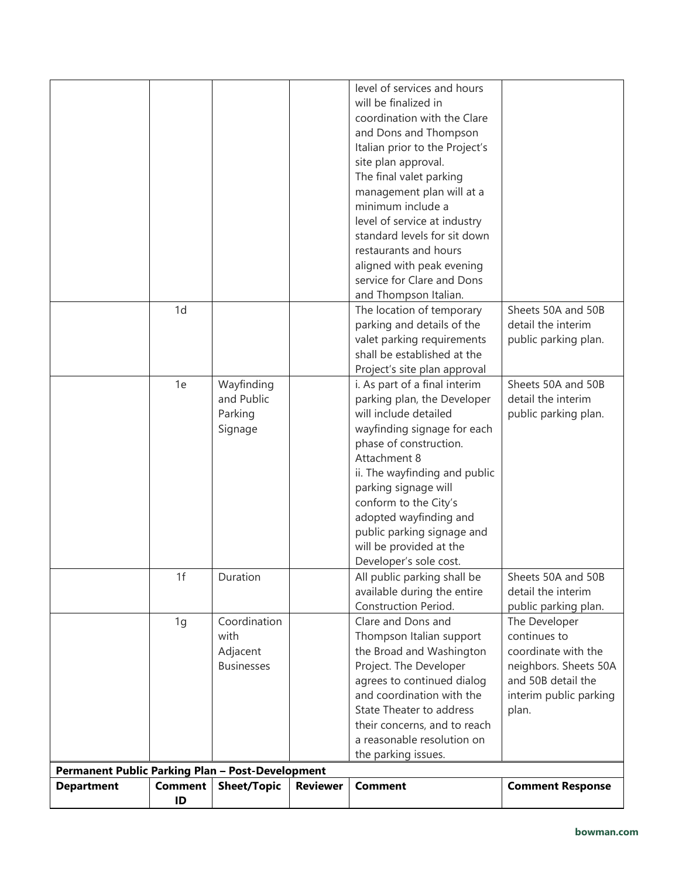| | | | | | |
|---|---|---|---|---|---|
| | | | | level of services and hours will be finalized in coordination with the Clare and Dons and Thompson Italian prior to the Project's site plan approval. The final valet parking management plan will at a minimum include a level of service at industry standard levels for sit down restaurants and hours aligned with peak evening service for Clare and Dons and Thompson Italian. | |
| | 1d | | | The location of temporary parking and details of the valet parking requirements shall be established at the Project's site plan approval | Sheets 50A and 50B detail the interim public parking plan. |
| | 1e | Wayfinding and Public Parking Signage | | i. As part of a final interim parking plan, the Developer will include detailed wayfinding signage for each phase of construction. Attachment 8<br>ii. The wayfinding and public parking signage will conform to the City's adopted wayfinding and public parking signage and will be provided at the Developer's sole cost. | Sheets 50A and 50B detail the interim public parking plan. |
| | 1f | Duration | | All public parking shall be available during the entire Construction Period. | Sheets 50A and 50B detail the interim public parking plan. |
| | 1g | Coordination with Adjacent Businesses | | Clare and Dons and Thompson Italian support the Broad and Washington Project. The Developer agrees to continued dialog and coordination with the State Theater to address their concerns, and to reach a reasonable resolution on the parking issues. | The Developer continues to coordinate with the neighbors. Sheets 50A and 50B detail the interim public parking plan. |

**Permanent Public Parking Plan – Post-Development**

| Department | Comment ID | Sheet/Topic | Reviewer | Comment | Comment Response |
|---|---|---|---|---|---|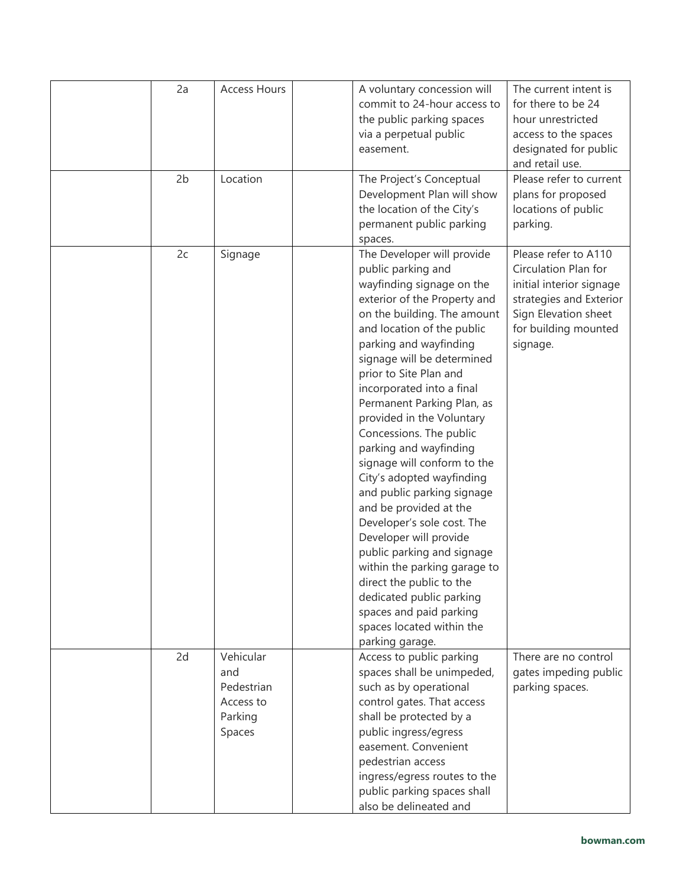| | | | | | |
|---|---|---|---|---|---|
| | 2a | Access Hours | | A voluntary concession will commit to 24-hour access to the public parking spaces via a perpetual public easement. | The current intent is for there to be 24 hour unrestricted access to the spaces designated for public and retail use. |
| | 2b | Location | | The Project's Conceptual Development Plan will show the location of the City's permanent public parking spaces. | Please refer to current plans for proposed locations of public parking. |
| | 2c | Signage | | The Developer will provide public parking and wayfinding signage on the exterior of the Property and on the building. The amount and location of the public parking and wayfinding signage will be determined prior to Site Plan and incorporated into a final Permanent Parking Plan, as provided in the Voluntary Concessions. The public parking and wayfinding signage will conform to the City's adopted wayfinding and public parking signage and be provided at the Developer's sole cost. The Developer will provide public parking and signage within the parking garage to direct the public to the dedicated public parking spaces and paid parking spaces located within the parking garage. | Please refer to A110 Circulation Plan for initial interior signage strategies and Exterior Sign Elevation sheet for building mounted signage. |
| | 2d | Vehicular and Pedestrian Access to Parking Spaces | | Access to public parking spaces shall be unimpeded, such as by operational control gates. That access shall be protected by a public ingress/egress easement. Convenient pedestrian access ingress/egress routes to the public parking spaces shall also be delineated and | There are no control gates impeding public parking spaces. |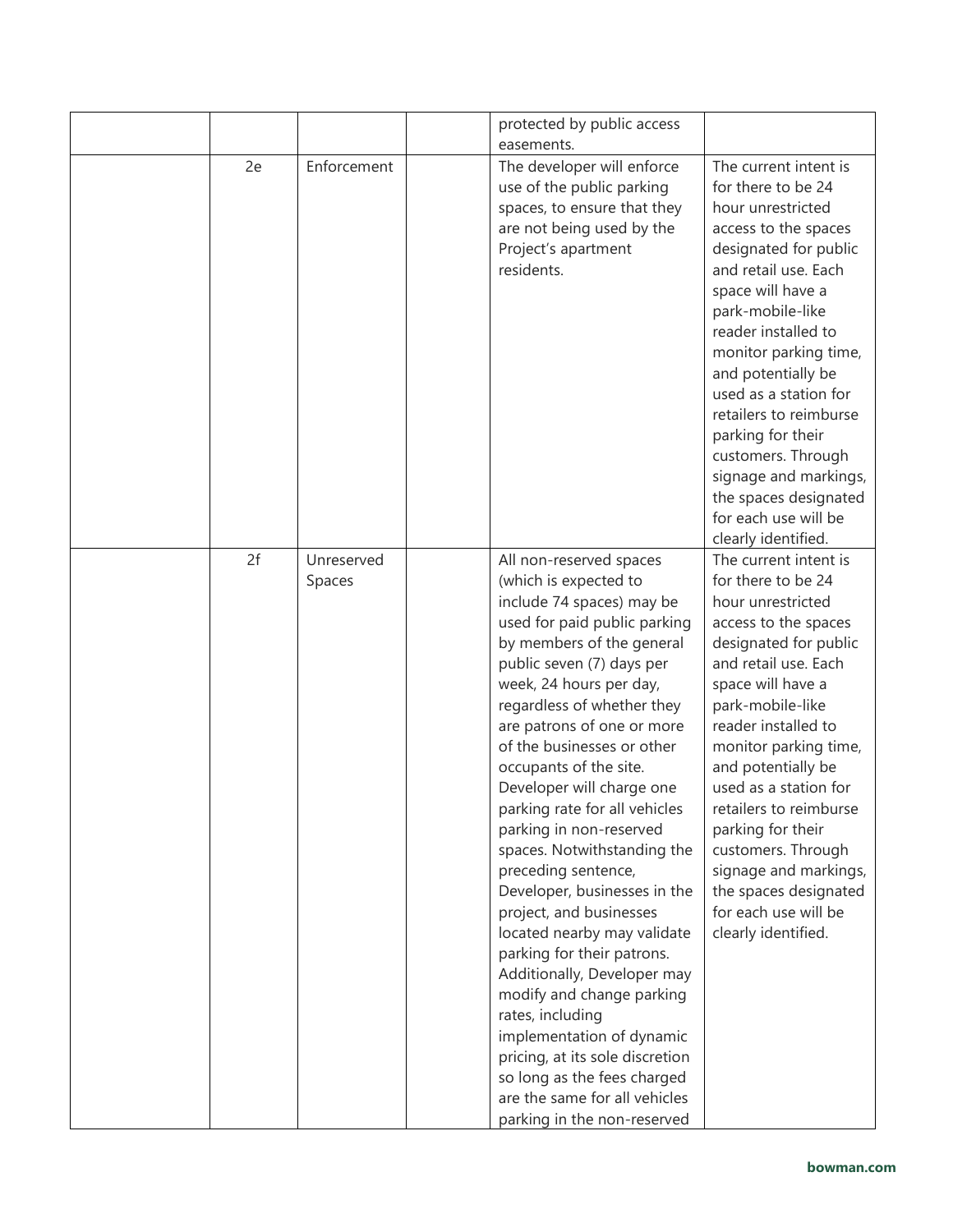| | | | | | |
|---|---|---|---|---|---|
| | | | | protected by public access easements. | |
| | 2e | Enforcement | | The developer will enforce use of the public parking spaces, to ensure that they are not being used by the Project's apartment residents. | The current intent is for there to be 24 hour unrestricted access to the spaces designated for public and retail use. Each space will have a park-mobile-like reader installed to monitor parking time, and potentially be used as a station for retailers to reimburse parking for their customers. Through signage and markings, the spaces designated for each use will be clearly identified. |
| | 2f | Unreserved Spaces | | All non-reserved spaces (which is expected to include 74 spaces) may be used for paid public parking by members of the general public seven (7) days per week, 24 hours per day, regardless of whether they are patrons of one or more of the businesses or other occupants of the site. Developer will charge one parking rate for all vehicles parking in non-reserved spaces. Notwithstanding the preceding sentence, Developer, businesses in the project, and businesses located nearby may validate parking for their patrons. Additionally, Developer may modify and change parking rates, including implementation of dynamic pricing, at its sole discretion so long as the fees charged are the same for all vehicles parking in the non-reserved | The current intent is for there to be 24 hour unrestricted access to the spaces designated for public and retail use. Each space will have a park-mobile-like reader installed to monitor parking time, and potentially be used as a station for retailers to reimburse parking for their customers. Through signage and markings, the spaces designated for each use will be clearly identified. |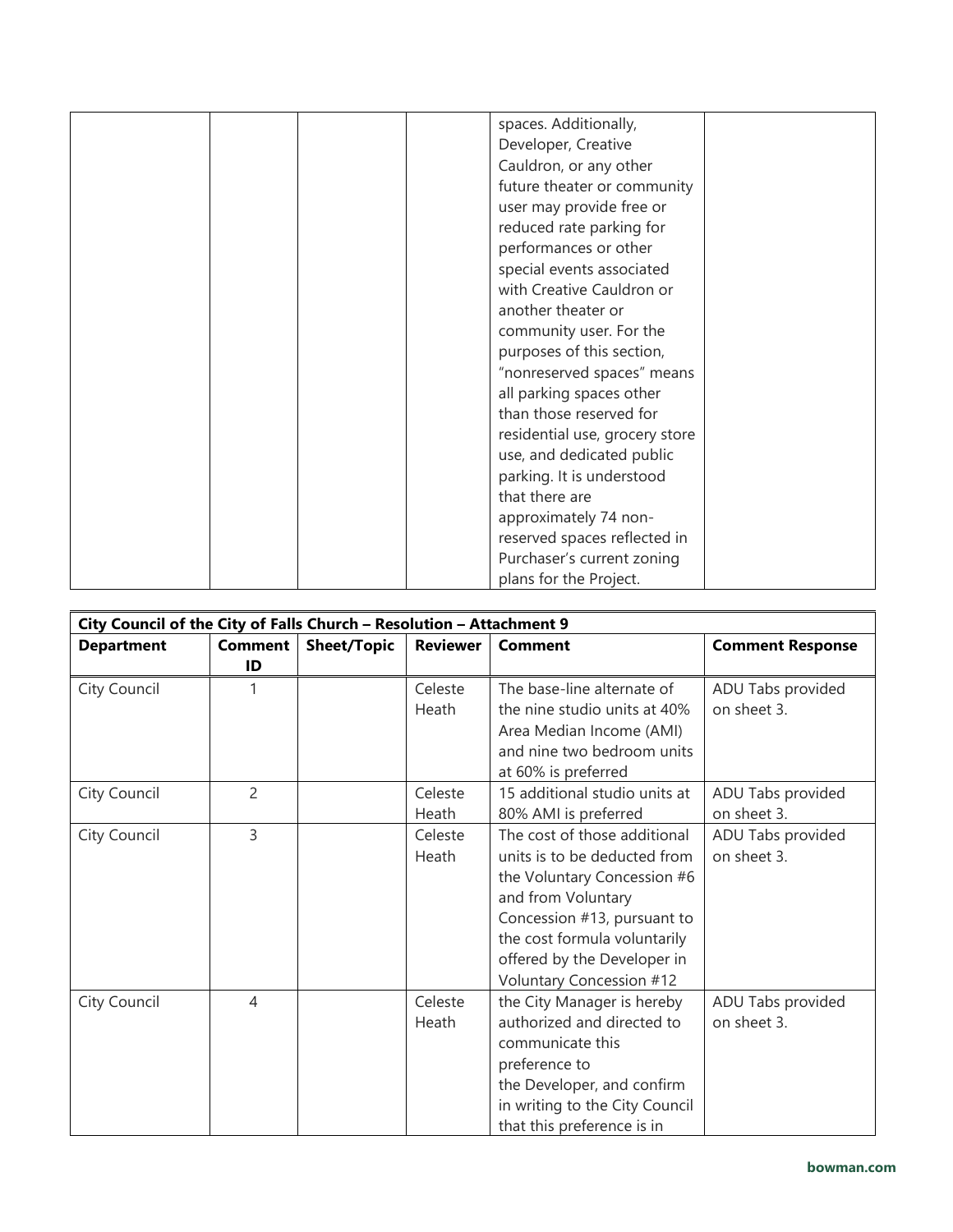| | | | | spaces. Additionally, Developer, Creative Cauldron, or any other future theater or community user may provide free or reduced rate parking for performances or other special events associated with Creative Cauldron or another theater or community user. For the purposes of this section, "nonreserved spaces" means all parking spaces other than those reserved for residential use, grocery store use, and dedicated public parking. It is understood that there are approximately 74 non-reserved spaces reflected in Purchaser's current zoning plans for the Project. | |
|---|---|---|---|---|---|

| **City Council of the City of Falls Church – Resolution – Attachment 9** | | | | | |
|---|---|---|---|---|---|
| **Department** | **Comment ID** | **Sheet/Topic** | **Reviewer** | **Comment** | **Comment Response** |
| City Council | 1 | | Celeste Heath | The base-line alternate of the nine studio units at 40% Area Median Income (AMI) and nine two bedroom units at 60% is preferred | ADU Tabs provided on sheet 3. |
| City Council | 2 | | Celeste Heath | 15 additional studio units at 80% AMI is preferred | ADU Tabs provided on sheet 3. |
| City Council | 3 | | Celeste Heath | The cost of those additional units is to be deducted from the Voluntary Concession #6 and from Voluntary Concession #13, pursuant to the cost formula voluntarily offered by the Developer in Voluntary Concession #12 | ADU Tabs provided on sheet 3. |
| City Council | 4 | | Celeste Heath | the City Manager is hereby authorized and directed to communicate this preference to the Developer, and confirm in writing to the City Council that this preference is in | ADU Tabs provided on sheet 3. |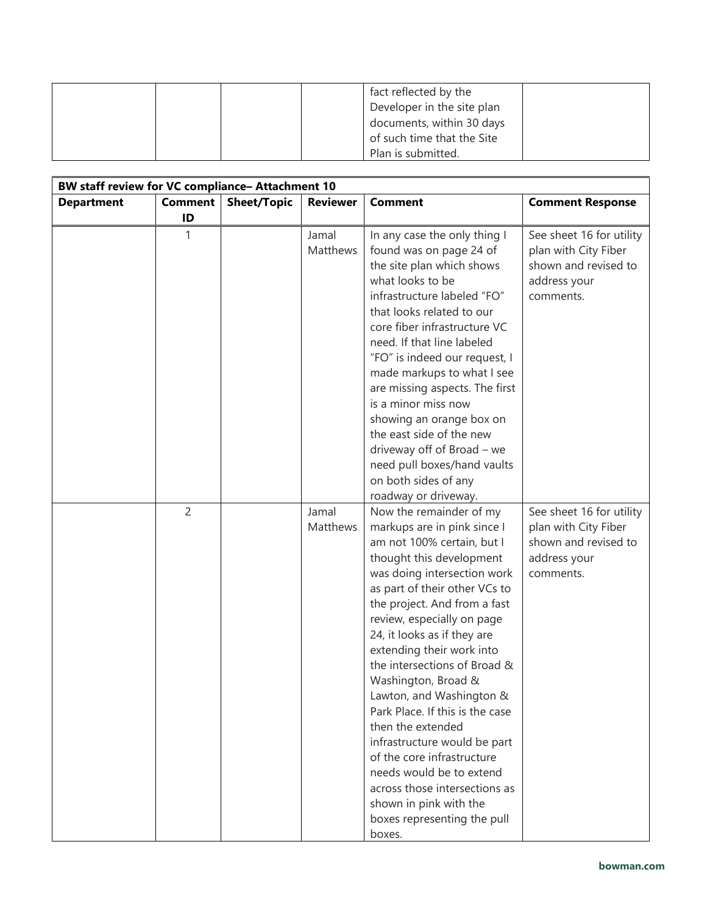| | | | | fact reflected by the Developer in the site plan documents, within 30 days of such time that the Site Plan is submitted. | |
|---|---|---|---|---|---|

| **BW staff review for VC compliance– Attachment 10** | | | | | |
|---|---|---|---|---|---|
| **Department** | **Comment ID** | **Sheet/Topic** | **Reviewer** | **Comment** | **Comment Response** |
| | 1 | | Jamal Matthews | In any case the only thing I found was on page 24 of the site plan which shows what looks to be infrastructure labeled "FO" that looks related to our core fiber infrastructure VC need. If that line labeled "FO" is indeed our request, I made markups to what I see are missing aspects. The first is a minor miss now showing an orange box on the east side of the new driveway off of Broad – we need pull boxes/hand vaults on both sides of any roadway or driveway. | See sheet 16 for utility plan with City Fiber shown and revised to address your comments. |
| | 2 | | Jamal Matthews | Now the remainder of my markups are in pink since I am not 100% certain, but I thought this development was doing intersection work as part of their other VCs to the project. And from a fast review, especially on page 24, it looks as if they are extending their work into the intersections of Broad & Washington, Broad & Lawton, and Washington & Park Place. If this is the case then the extended infrastructure would be part of the core infrastructure needs would be to extend across those intersections as shown in pink with the boxes representing the pull boxes. | See sheet 16 for utility plan with City Fiber shown and revised to address your comments. |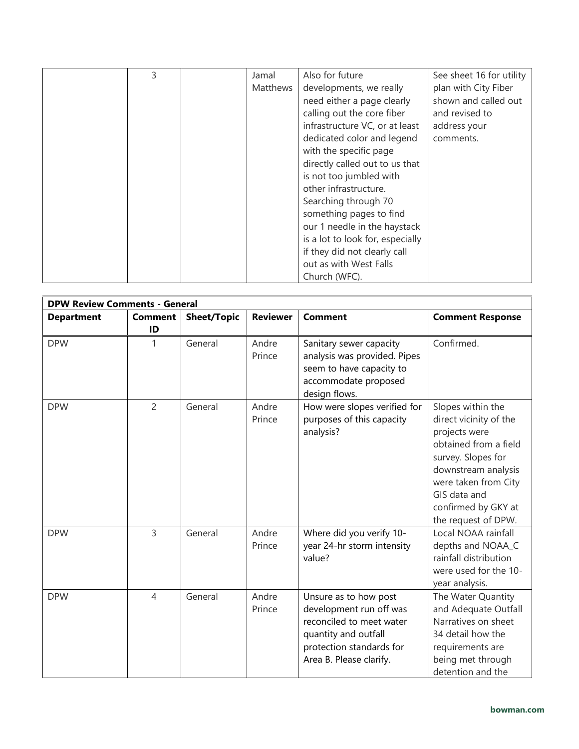| | 3 | | Jamal Matthews | Also for future developments, we really need either a page clearly calling out the core fiber infrastructure VC, or at least dedicated color and legend with the specific page directly called out to us that is not too jumbled with other infrastructure. Searching through 70 something pages to find our 1 needle in the haystack is a lot to look for, especially if they did not clearly call out as with West Falls Church (WFC). | See sheet 16 for utility plan with City Fiber shown and called out and revised to address your comments. |
|---|---|---|---|---|---|

| **DPW Review Comments - General** | | | | | |
|---|---|---|---|---|---|
| **Department** | **Comment ID** | **Sheet/Topic** | **Reviewer** | **Comment** | **Comment Response** |
| DPW | 1 | General | Andre Prince | Sanitary sewer capacity analysis was provided. Pipes seem to have capacity to accommodate proposed design flows. | Confirmed. |
| DPW | 2 | General | Andre Prince | How were slopes verified for purposes of this capacity analysis? | Slopes within the direct vicinity of the projects were obtained from a field survey. Slopes for downstream analysis were taken from City GIS data and confirmed by GKY at the request of DPW. |
| DPW | 3 | General | Andre Prince | Where did you verify 10-year 24-hr storm intensity value? | Local NOAA rainfall depths and NOAA_C rainfall distribution were used for the 10-year analysis. |
| DPW | 4 | General | Andre Prince | Unsure as to how post development run off was reconciled to meet water quantity and outfall protection standards for Area B. Please clarify. | The Water Quantity and Adequate Outfall Narratives on sheet 34 detail how the requirements are being met through detention and the |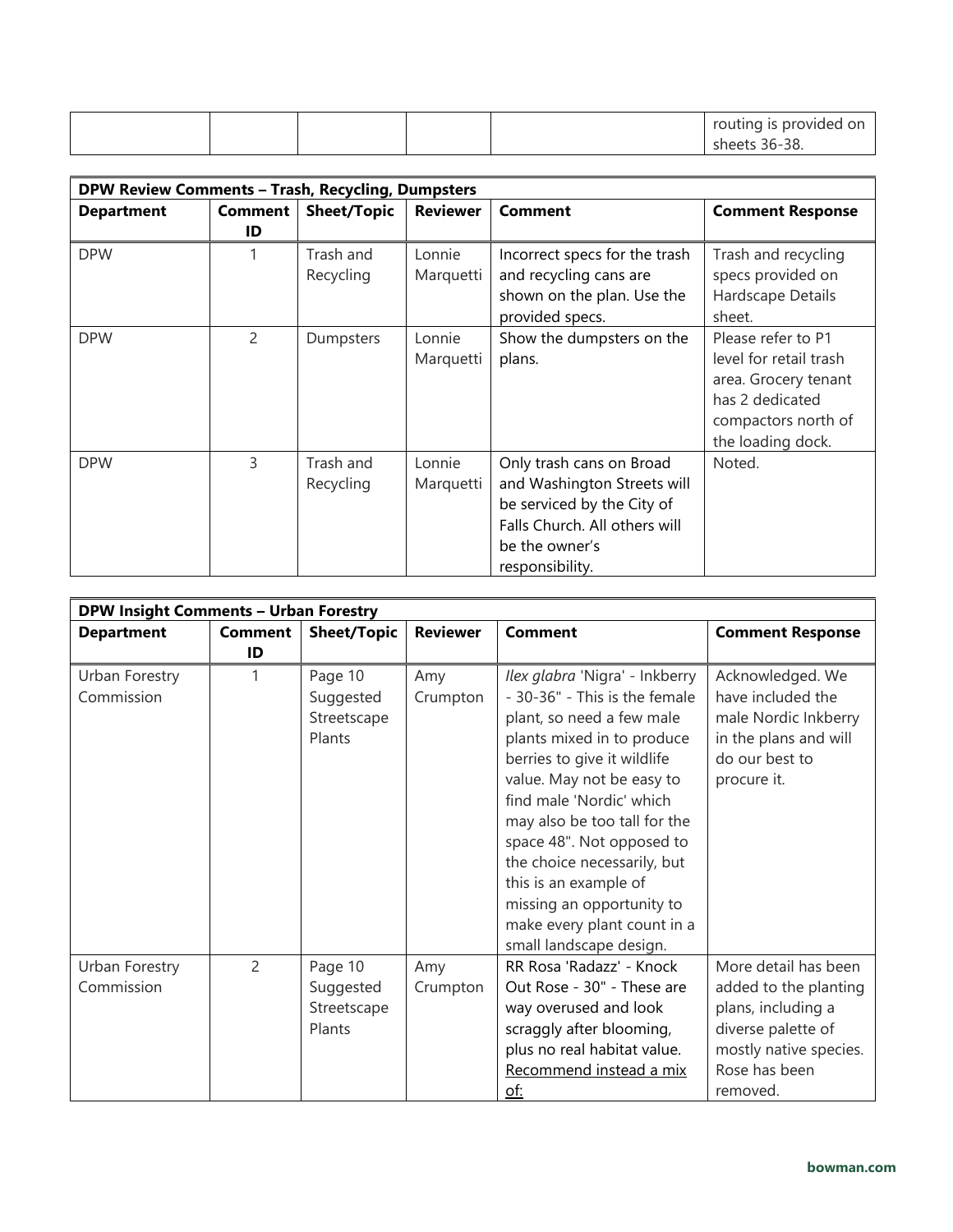| | | | | | routing is provided on sheets 36-38. |
|---|---|---|---|---|---|

| DPW Review Comments – Trash, Recycling, Dumpsters | | | | | |
|---|---|---|---|---|---|
| **Department** | **Comment ID** | **Sheet/Topic** | **Reviewer** | **Comment** | **Comment Response** |
| DPW | 1 | Trash and Recycling | Lonnie Marquetti | Incorrect specs for the trash and recycling cans are shown on the plan. Use the provided specs. | Trash and recycling specs provided on Hardscape Details sheet. |
| DPW | 2 | Dumpsters | Lonnie Marquetti | Show the dumpsters on the plans. | Please refer to P1 level for retail trash area. Grocery tenant has 2 dedicated compactors north of the loading dock. |
| DPW | 3 | Trash and Recycling | Lonnie Marquetti | Only trash cans on Broad and Washington Streets will be serviced by the City of Falls Church. All others will be the owner's responsibility. | Noted. |

| DPW Insight Comments – Urban Forestry | | | | | |
|---|---|---|---|---|---|
| **Department** | **Comment ID** | **Sheet/Topic** | **Reviewer** | **Comment** | **Comment Response** |
| Urban Forestry Commission | 1 | Page 10 Suggested Streetscape Plants | Amy Crumpton | *Ilex glabra* 'Nigra' - Inkberry - 30-36" - This is the female plant, so need a few male plants mixed in to produce berries to give it wildlife value. May not be easy to find male 'Nordic' which may also be too tall for the space 48". Not opposed to the choice necessarily, but this is an example of missing an opportunity to make every plant count in a small landscape design. | Acknowledged. We have included the male Nordic Inkberry in the plans and will do our best to procure it. |
| Urban Forestry Commission | 2 | Page 10 Suggested Streetscape Plants | Amy Crumpton | RR Rosa 'Radazz' - Knock Out Rose - 30" - These are way overused and look scraggly after blooming, plus no real habitat value. <u>Recommend instead a mix of:</u> | More detail has been added to the planting plans, including a diverse palette of mostly native species. Rose has been removed. |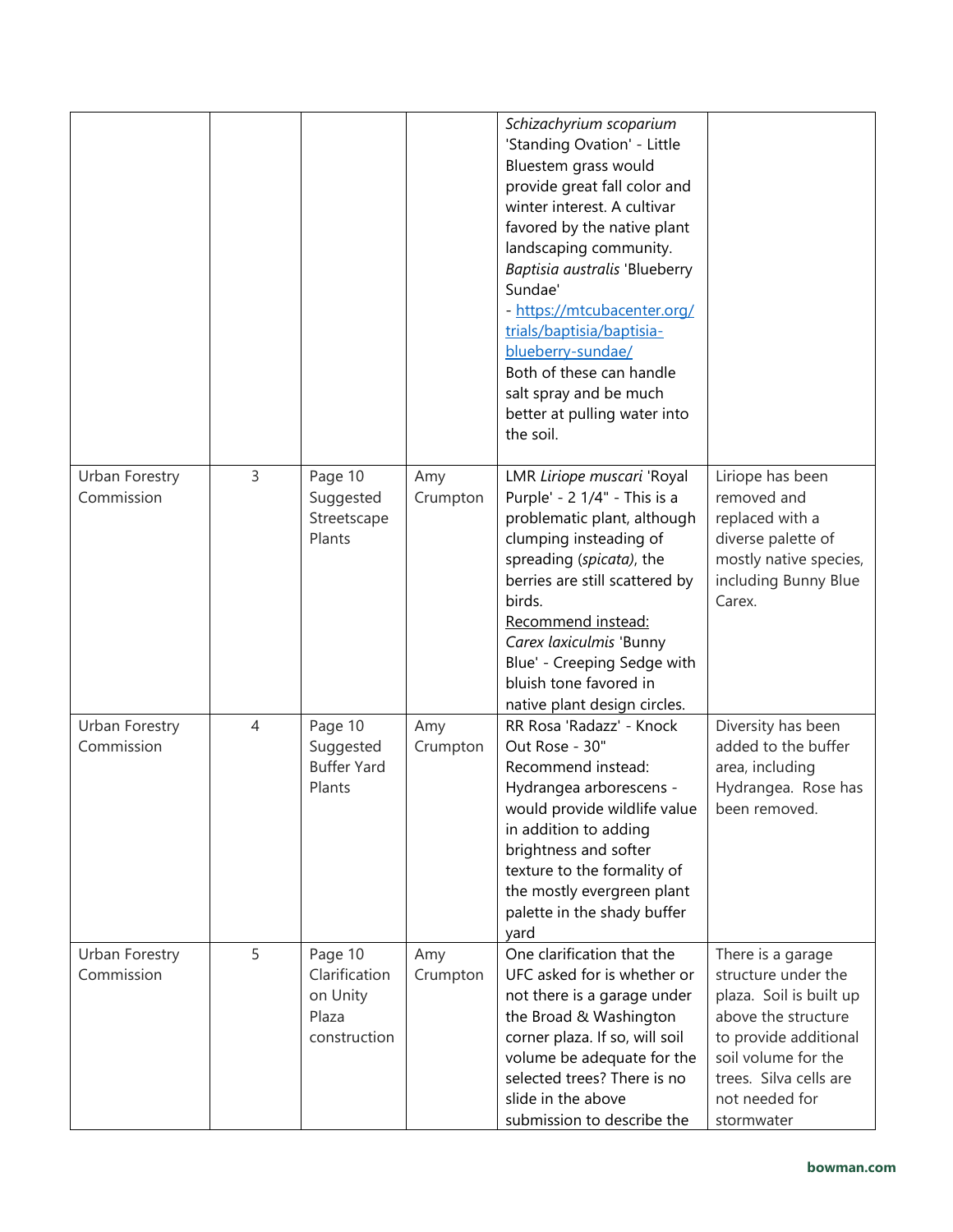| | | | | | |
|---|---|---|---|---|---|
| | | | | *Schizachyrium scoparium* 'Standing Ovation' - Little Bluestem grass would provide great fall color and winter interest. A cultivar favored by the native plant landscaping community. *Baptisia australis* 'Blueberry Sundae' - https://mtcubacenter.org/trials/baptisia/baptisia-blueberry-sundae/ Both of these can handle salt spray and be much better at pulling water into the soil. | |
| Urban Forestry Commission | 3 | Page 10 Suggested Streetscape Plants | Amy Crumpton | LMR *Liriope muscari* 'Royal Purple' - 2 1/4" - This is a problematic plant, although clumping insteading of spreading (*spicata)*, the berries are still scattered by birds. Recommend instead: *Carex laxiculmis* 'Bunny Blue' - Creeping Sedge with bluish tone favored in native plant design circles. | Liriope has been removed and replaced with a diverse palette of mostly native species, including Bunny Blue Carex. |
| Urban Forestry Commission | 4 | Page 10 Suggested Buffer Yard Plants | Amy Crumpton | RR Rosa 'Radazz' - Knock Out Rose - 30" Recommend instead: Hydrangea arborescens - would provide wildlife value in addition to adding brightness and softer texture to the formality of the mostly evergreen plant palette in the shady buffer yard | Diversity has been added to the buffer area, including Hydrangea. Rose has been removed. |
| Urban Forestry Commission | 5 | Page 10 Clarification on Unity Plaza construction | Amy Crumpton | One clarification that the UFC asked for is whether or not there is a garage under the Broad & Washington corner plaza. If so, will soil volume be adequate for the selected trees? There is no slide in the above submission to describe the | There is a garage structure under the plaza. Soil is built up above the structure to provide additional soil volume for the trees. Silva cells are not needed for stormwater |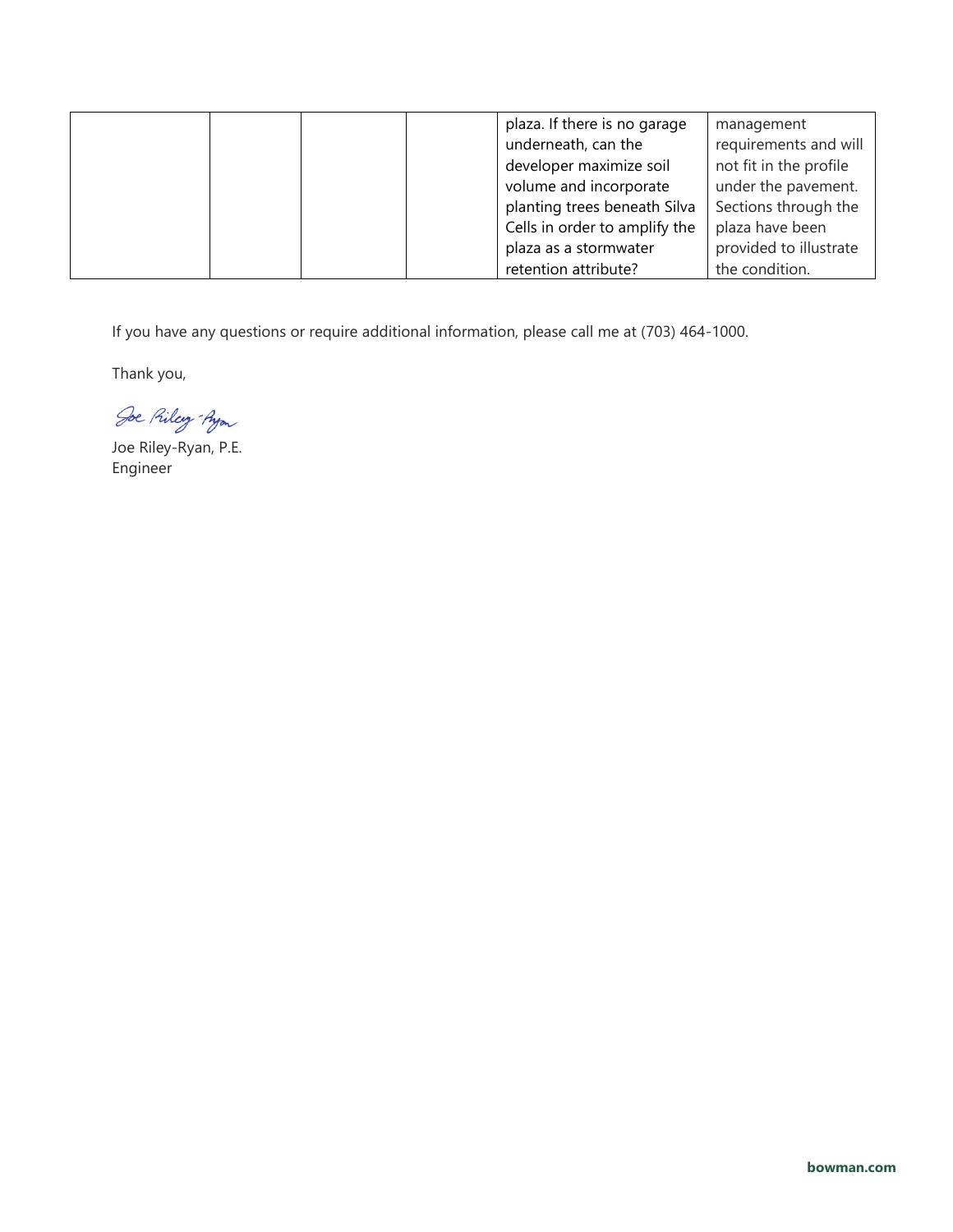| | | | | | |
|---|---|---|---|---|---|
| | | | | plaza. If there is no garage underneath, can the developer maximize soil volume and incorporate planting trees beneath Silva Cells in order to amplify the plaza as a stormwater retention attribute? | management requirements and will not fit in the profile under the pavement. Sections through the plaza have been provided to illustrate the condition. |

If you have any questions or require additional information, please call me at (703) 464-1000.

Thank you,

Joe Riley-Ryan, P.E.
Engineer